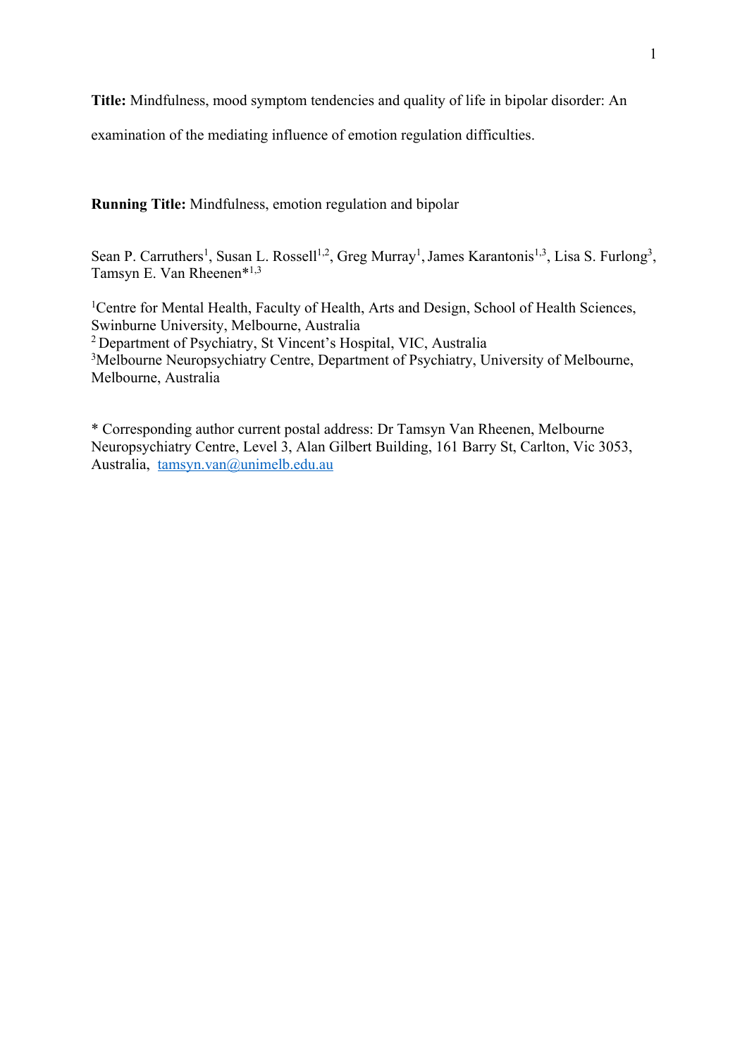**Title:** Mindfulness, mood symptom tendencies and quality of life in bipolar disorder: An examination of the mediating influence of emotion regulation difficulties.

**Running Title:** Mindfulness, emotion regulation and bipolar

Sean P. Carruthers[1], Susan L. Rossell[1,2], Greg Murray[1], James Karantonis[1,3], Lisa S. Furlong[3], Tamsyn E. Van Rheenen*[1,3]

[1]Centre for Mental Health, Faculty of Health, Arts and Design, School of Health Sciences, Swinburne University, Melbourne, Australia
[2] Department of Psychiatry, St Vincent's Hospital, VIC, Australia
[3]Melbourne Neuropsychiatry Centre, Department of Psychiatry, University of Melbourne, Melbourne, Australia

* Corresponding author current postal address: Dr Tamsyn Van Rheenen, Melbourne Neuropsychiatry Centre, Level 3, Alan Gilbert Building, 161 Barry St, Carlton, Vic 3053, Australia, tamsyn.van@unimelb.edu.au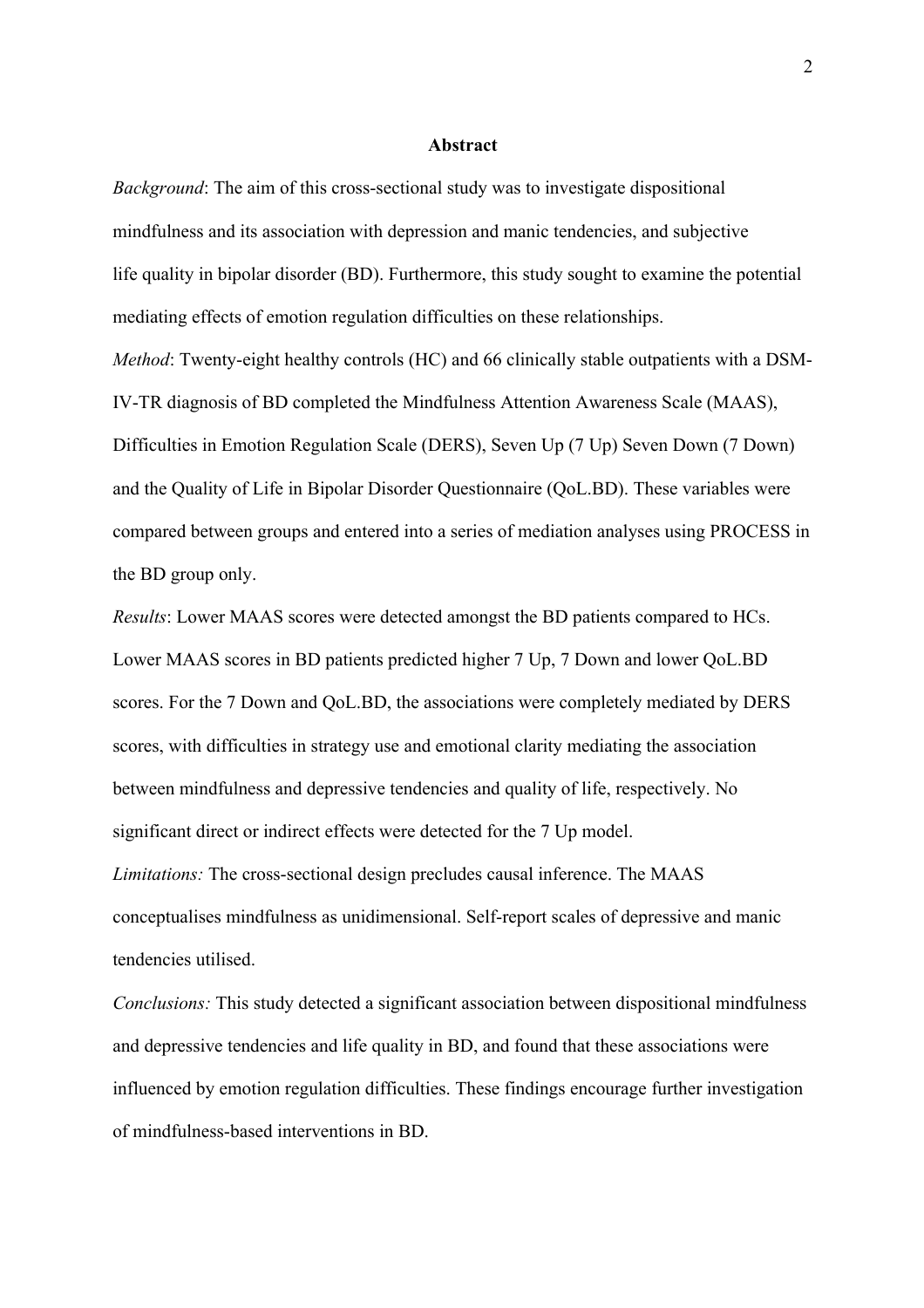## Abstract

*Background*: The aim of this cross-sectional study was to investigate dispositional mindfulness and its association with depression and manic tendencies, and subjective life quality in bipolar disorder (BD). Furthermore, this study sought to examine the potential mediating effects of emotion regulation difficulties on these relationships.

*Method*: Twenty-eight healthy controls (HC) and 66 clinically stable outpatients with a DSM-IV-TR diagnosis of BD completed the Mindfulness Attention Awareness Scale (MAAS), Difficulties in Emotion Regulation Scale (DERS), Seven Up (7 Up) Seven Down (7 Down) and the Quality of Life in Bipolar Disorder Questionnaire (QoL.BD). These variables were compared between groups and entered into a series of mediation analyses using PROCESS in the BD group only.

*Results*: Lower MAAS scores were detected amongst the BD patients compared to HCs. Lower MAAS scores in BD patients predicted higher 7 Up, 7 Down and lower QoL.BD scores. For the 7 Down and QoL.BD, the associations were completely mediated by DERS scores, with difficulties in strategy use and emotional clarity mediating the association between mindfulness and depressive tendencies and quality of life, respectively. No significant direct or indirect effects were detected for the 7 Up model.

*Limitations:* The cross-sectional design precludes causal inference. The MAAS conceptualises mindfulness as unidimensional. Self-report scales of depressive and manic tendencies utilised.

*Conclusions:* This study detected a significant association between dispositional mindfulness and depressive tendencies and life quality in BD, and found that these associations were influenced by emotion regulation difficulties. These findings encourage further investigation of mindfulness-based interventions in BD.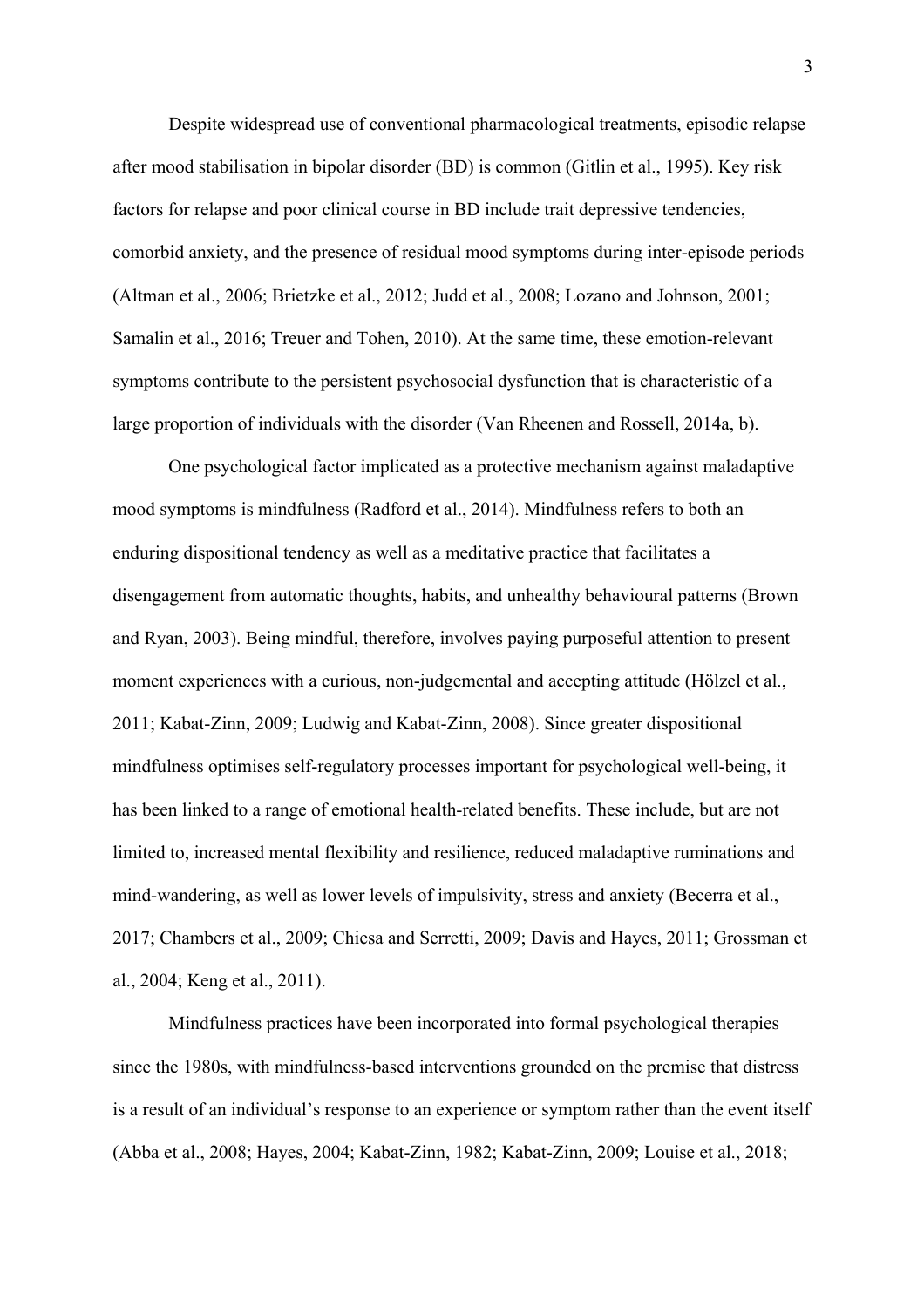Despite widespread use of conventional pharmacological treatments, episodic relapse after mood stabilisation in bipolar disorder (BD) is common (Gitlin et al., 1995). Key risk factors for relapse and poor clinical course in BD include trait depressive tendencies, comorbid anxiety, and the presence of residual mood symptoms during inter-episode periods (Altman et al., 2006; Brietzke et al., 2012; Judd et al., 2008; Lozano and Johnson, 2001; Samalin et al., 2016; Treuer and Tohen, 2010). At the same time, these emotion-relevant symptoms contribute to the persistent psychosocial dysfunction that is characteristic of a large proportion of individuals with the disorder (Van Rheenen and Rossell, 2014a, b).

One psychological factor implicated as a protective mechanism against maladaptive mood symptoms is mindfulness (Radford et al., 2014). Mindfulness refers to both an enduring dispositional tendency as well as a meditative practice that facilitates a disengagement from automatic thoughts, habits, and unhealthy behavioural patterns (Brown and Ryan, 2003). Being mindful, therefore, involves paying purposeful attention to present moment experiences with a curious, non-judgemental and accepting attitude (Hölzel et al., 2011; Kabat-Zinn, 2009; Ludwig and Kabat-Zinn, 2008). Since greater dispositional mindfulness optimises self-regulatory processes important for psychological well-being, it has been linked to a range of emotional health-related benefits. These include, but are not limited to, increased mental flexibility and resilience, reduced maladaptive ruminations and mind-wandering, as well as lower levels of impulsivity, stress and anxiety (Becerra et al., 2017; Chambers et al., 2009; Chiesa and Serretti, 2009; Davis and Hayes, 2011; Grossman et al., 2004; Keng et al., 2011).

Mindfulness practices have been incorporated into formal psychological therapies since the 1980s, with mindfulness-based interventions grounded on the premise that distress is a result of an individual's response to an experience or symptom rather than the event itself (Abba et al., 2008; Hayes, 2004; Kabat-Zinn, 1982; Kabat-Zinn, 2009; Louise et al., 2018;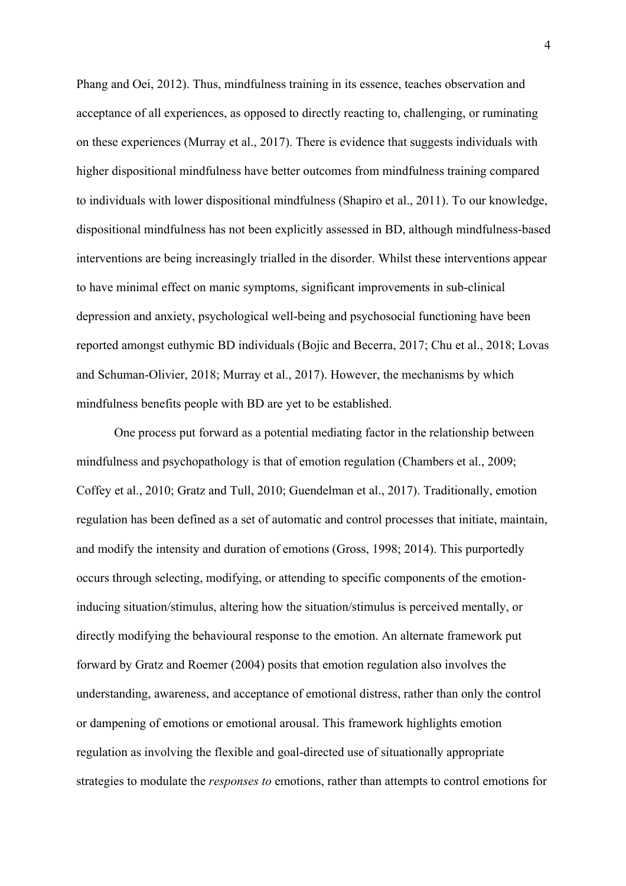Phang and Oei, 2012). Thus, mindfulness training in its essence, teaches observation and acceptance of all experiences, as opposed to directly reacting to, challenging, or ruminating on these experiences (Murray et al., 2017). There is evidence that suggests individuals with higher dispositional mindfulness have better outcomes from mindfulness training compared to individuals with lower dispositional mindfulness (Shapiro et al., 2011). To our knowledge, dispositional mindfulness has not been explicitly assessed in BD, although mindfulness-based interventions are being increasingly trialled in the disorder. Whilst these interventions appear to have minimal effect on manic symptoms, significant improvements in sub-clinical depression and anxiety, psychological well-being and psychosocial functioning have been reported amongst euthymic BD individuals (Bojic and Becerra, 2017; Chu et al., 2018; Lovas and Schuman-Olivier, 2018; Murray et al., 2017). However, the mechanisms by which mindfulness benefits people with BD are yet to be established.

One process put forward as a potential mediating factor in the relationship between mindfulness and psychopathology is that of emotion regulation (Chambers et al., 2009; Coffey et al., 2010; Gratz and Tull, 2010; Guendelman et al., 2017). Traditionally, emotion regulation has been defined as a set of automatic and control processes that initiate, maintain, and modify the intensity and duration of emotions (Gross, 1998; 2014). This purportedly occurs through selecting, modifying, or attending to specific components of the emotion-inducing situation/stimulus, altering how the situation/stimulus is perceived mentally, or directly modifying the behavioural response to the emotion. An alternate framework put forward by Gratz and Roemer (2004) posits that emotion regulation also involves the understanding, awareness, and acceptance of emotional distress, rather than only the control or dampening of emotions or emotional arousal. This framework highlights emotion regulation as involving the flexible and goal-directed use of situationally appropriate strategies to modulate the *responses to* emotions, rather than attempts to control emotions for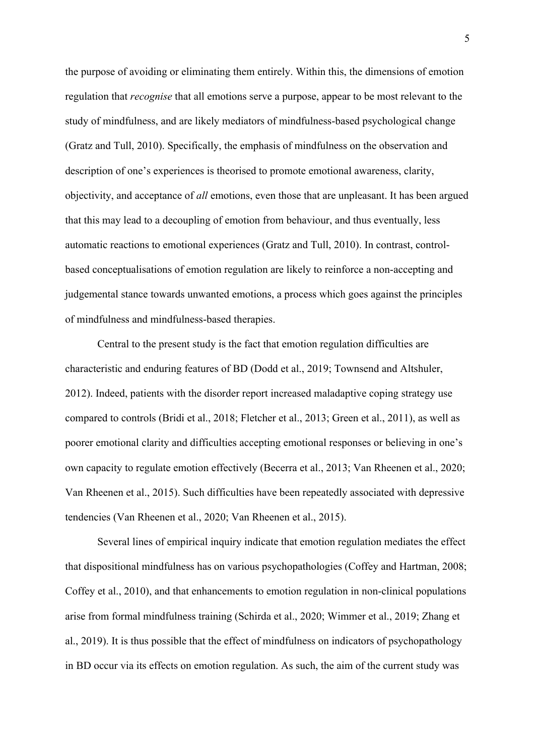the purpose of avoiding or eliminating them entirely. Within this, the dimensions of emotion regulation that *recognise* that all emotions serve a purpose, appear to be most relevant to the study of mindfulness, and are likely mediators of mindfulness-based psychological change (Gratz and Tull, 2010). Specifically, the emphasis of mindfulness on the observation and description of one's experiences is theorised to promote emotional awareness, clarity, objectivity, and acceptance of *all* emotions, even those that are unpleasant. It has been argued that this may lead to a decoupling of emotion from behaviour, and thus eventually, less automatic reactions to emotional experiences (Gratz and Tull, 2010). In contrast, control-based conceptualisations of emotion regulation are likely to reinforce a non-accepting and judgemental stance towards unwanted emotions, a process which goes against the principles of mindfulness and mindfulness-based therapies.

Central to the present study is the fact that emotion regulation difficulties are characteristic and enduring features of BD (Dodd et al., 2019; Townsend and Altshuler, 2012). Indeed, patients with the disorder report increased maladaptive coping strategy use compared to controls (Bridi et al., 2018; Fletcher et al., 2013; Green et al., 2011), as well as poorer emotional clarity and difficulties accepting emotional responses or believing in one's own capacity to regulate emotion effectively (Becerra et al., 2013; Van Rheenen et al., 2020; Van Rheenen et al., 2015). Such difficulties have been repeatedly associated with depressive tendencies (Van Rheenen et al., 2020; Van Rheenen et al., 2015).

Several lines of empirical inquiry indicate that emotion regulation mediates the effect that dispositional mindfulness has on various psychopathologies (Coffey and Hartman, 2008; Coffey et al., 2010), and that enhancements to emotion regulation in non-clinical populations arise from formal mindfulness training (Schirda et al., 2020; Wimmer et al., 2019; Zhang et al., 2019). It is thus possible that the effect of mindfulness on indicators of psychopathology in BD occur via its effects on emotion regulation. As such, the aim of the current study was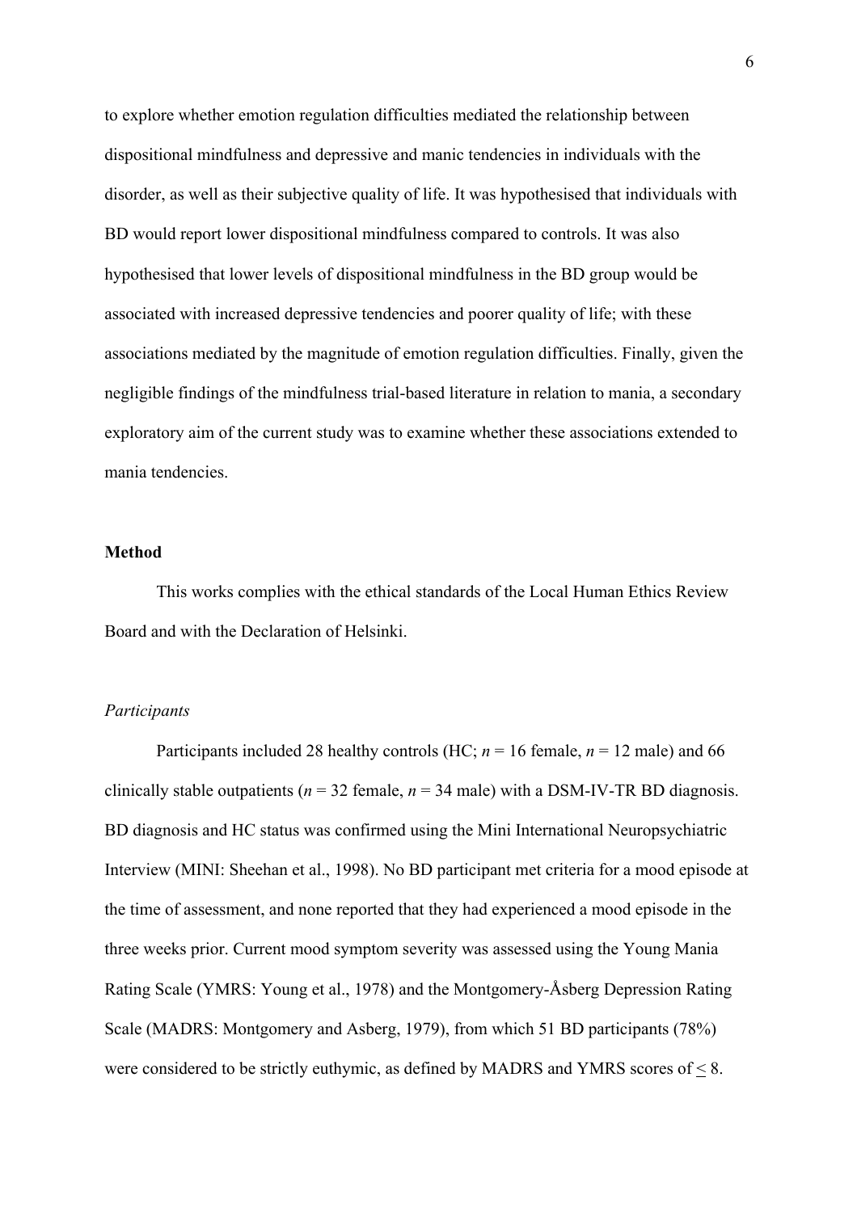to explore whether emotion regulation difficulties mediated the relationship between dispositional mindfulness and depressive and manic tendencies in individuals with the disorder, as well as their subjective quality of life. It was hypothesised that individuals with BD would report lower dispositional mindfulness compared to controls. It was also hypothesised that lower levels of dispositional mindfulness in the BD group would be associated with increased depressive tendencies and poorer quality of life; with these associations mediated by the magnitude of emotion regulation difficulties. Finally, given the negligible findings of the mindfulness trial-based literature in relation to mania, a secondary exploratory aim of the current study was to examine whether these associations extended to mania tendencies.

## Method

This works complies with the ethical standards of the Local Human Ethics Review Board and with the Declaration of Helsinki.

### *Participants*

Participants included 28 healthy controls (HC; $n$ = 16 female, $n$ = 12 male) and 66 clinically stable outpatients ($n$ = 32 female, $n$ = 34 male) with a DSM-IV-TR BD diagnosis. BD diagnosis and HC status was confirmed using the Mini International Neuropsychiatric Interview (MINI: Sheehan et al., 1998). No BD participant met criteria for a mood episode at the time of assessment, and none reported that they had experienced a mood episode in the three weeks prior. Current mood symptom severity was assessed using the Young Mania Rating Scale (YMRS: Young et al., 1978) and the Montgomery-Åsberg Depression Rating Scale (MADRS: Montgomery and Asberg, 1979), from which 51 BD participants (78%) were considered to be strictly euthymic, as defined by MADRS and YMRS scores of $\leq$ 8.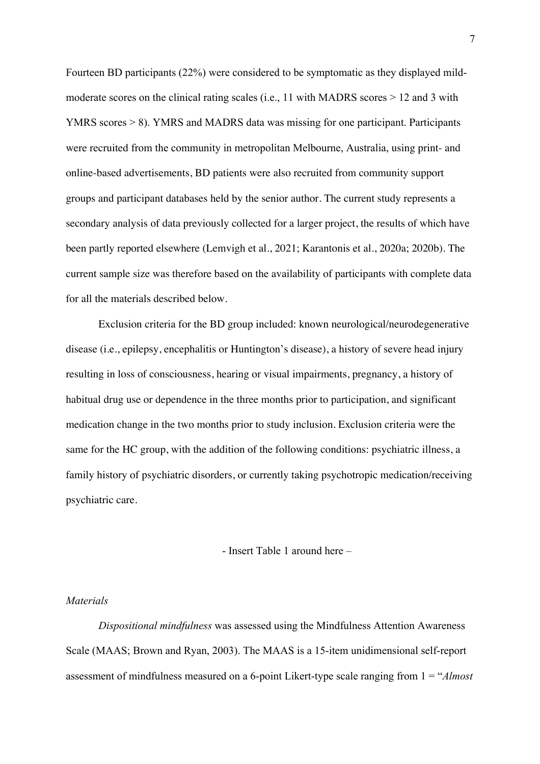Fourteen BD participants (22%) were considered to be symptomatic as they displayed mild-moderate scores on the clinical rating scales (i.e., 11 with MADRS scores > 12 and 3 with YMRS scores > 8). YMRS and MADRS data was missing for one participant. Participants were recruited from the community in metropolitan Melbourne, Australia, using print- and online-based advertisements, BD patients were also recruited from community support groups and participant databases held by the senior author. The current study represents a secondary analysis of data previously collected for a larger project, the results of which have been partly reported elsewhere (Lemvigh et al., 2021; Karantonis et al., 2020a; 2020b). The current sample size was therefore based on the availability of participants with complete data for all the materials described below.

Exclusion criteria for the BD group included: known neurological/neurodegenerative disease (i.e., epilepsy, encephalitis or Huntington's disease), a history of severe head injury resulting in loss of consciousness, hearing or visual impairments, pregnancy, a history of habitual drug use or dependence in the three months prior to participation, and significant medication change in the two months prior to study inclusion. Exclusion criteria were the same for the HC group, with the addition of the following conditions: psychiatric illness, a family history of psychiatric disorders, or currently taking psychotropic medication/receiving psychiatric care.

- Insert Table 1 around here –

*Materials*

*Dispositional mindfulness* was assessed using the Mindfulness Attention Awareness Scale (MAAS; Brown and Ryan, 2003). The MAAS is a 15-item unidimensional self-report assessment of mindfulness measured on a 6-point Likert-type scale ranging from 1 = "*Almost*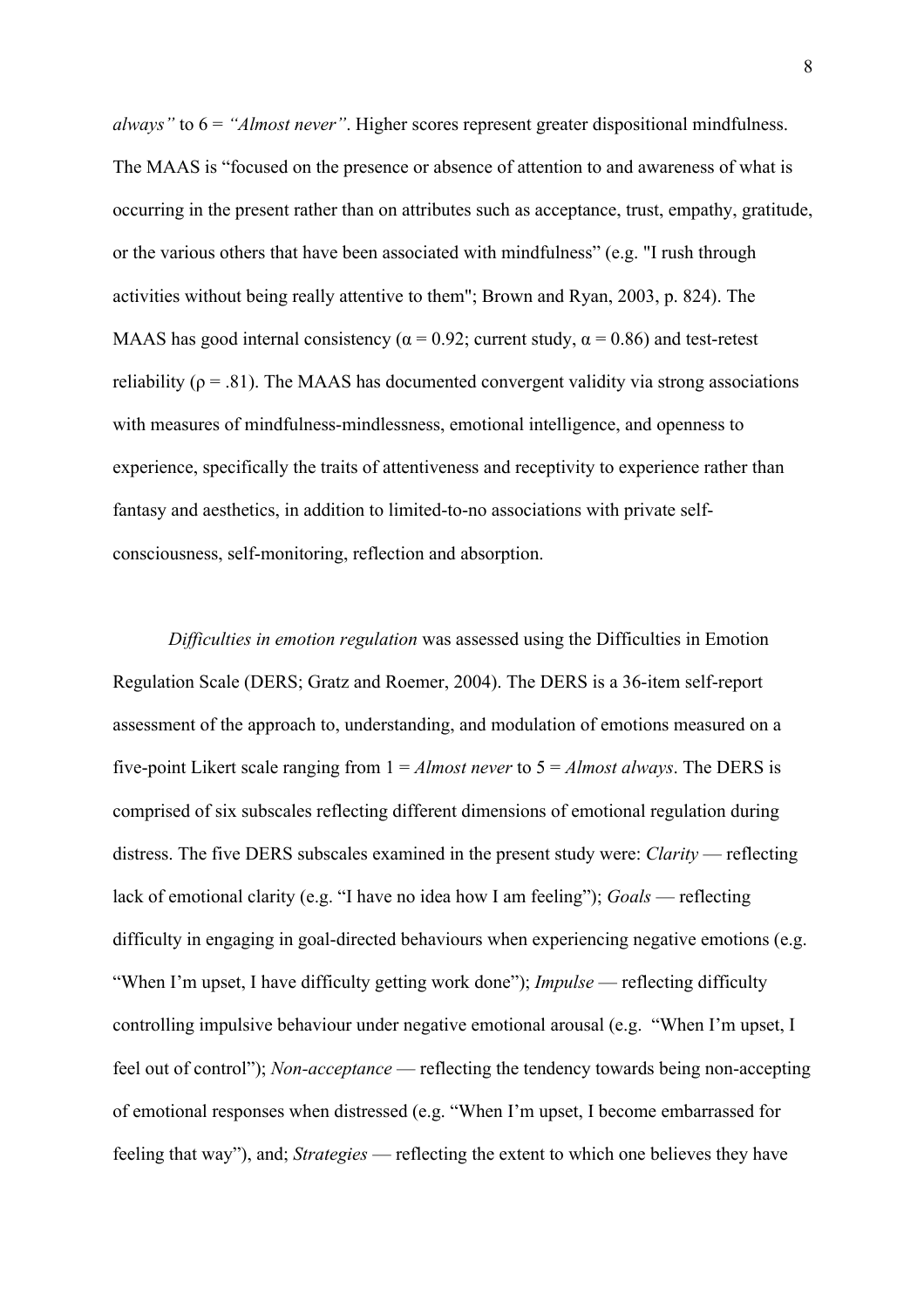*always"* to 6 = *"Almost never"*. Higher scores represent greater dispositional mindfulness. The MAAS is "focused on the presence or absence of attention to and awareness of what is occurring in the present rather than on attributes such as acceptance, trust, empathy, gratitude, or the various others that have been associated with mindfulness" (e.g. "I rush through activities without being really attentive to them"; Brown and Ryan, 2003, p. 824). The MAAS has good internal consistency ($\alpha = 0.92$; current study, $\alpha = 0.86$) and test-retest reliability ($\rho = .81$). The MAAS has documented convergent validity via strong associations with measures of mindfulness-mindlessness, emotional intelligence, and openness to experience, specifically the traits of attentiveness and receptivity to experience rather than fantasy and aesthetics, in addition to limited-to-no associations with private self-consciousness, self-monitoring, reflection and absorption.

*Difficulties in emotion regulation* was assessed using the Difficulties in Emotion Regulation Scale (DERS; Gratz and Roemer, 2004). The DERS is a 36-item self-report assessment of the approach to, understanding, and modulation of emotions measured on a five-point Likert scale ranging from 1 = *Almost never* to 5 = *Almost always*. The DERS is comprised of six subscales reflecting different dimensions of emotional regulation during distress. The five DERS subscales examined in the present study were: *Clarity* — reflecting lack of emotional clarity (e.g. "I have no idea how I am feeling"); *Goals* — reflecting difficulty in engaging in goal-directed behaviours when experiencing negative emotions (e.g. "When I'm upset, I have difficulty getting work done"); *Impulse* — reflecting difficulty controlling impulsive behaviour under negative emotional arousal (e.g. "When I'm upset, I feel out of control"); *Non-acceptance* — reflecting the tendency towards being non-accepting of emotional responses when distressed (e.g. "When I'm upset, I become embarrassed for feeling that way"), and; *Strategies* — reflecting the extent to which one believes they have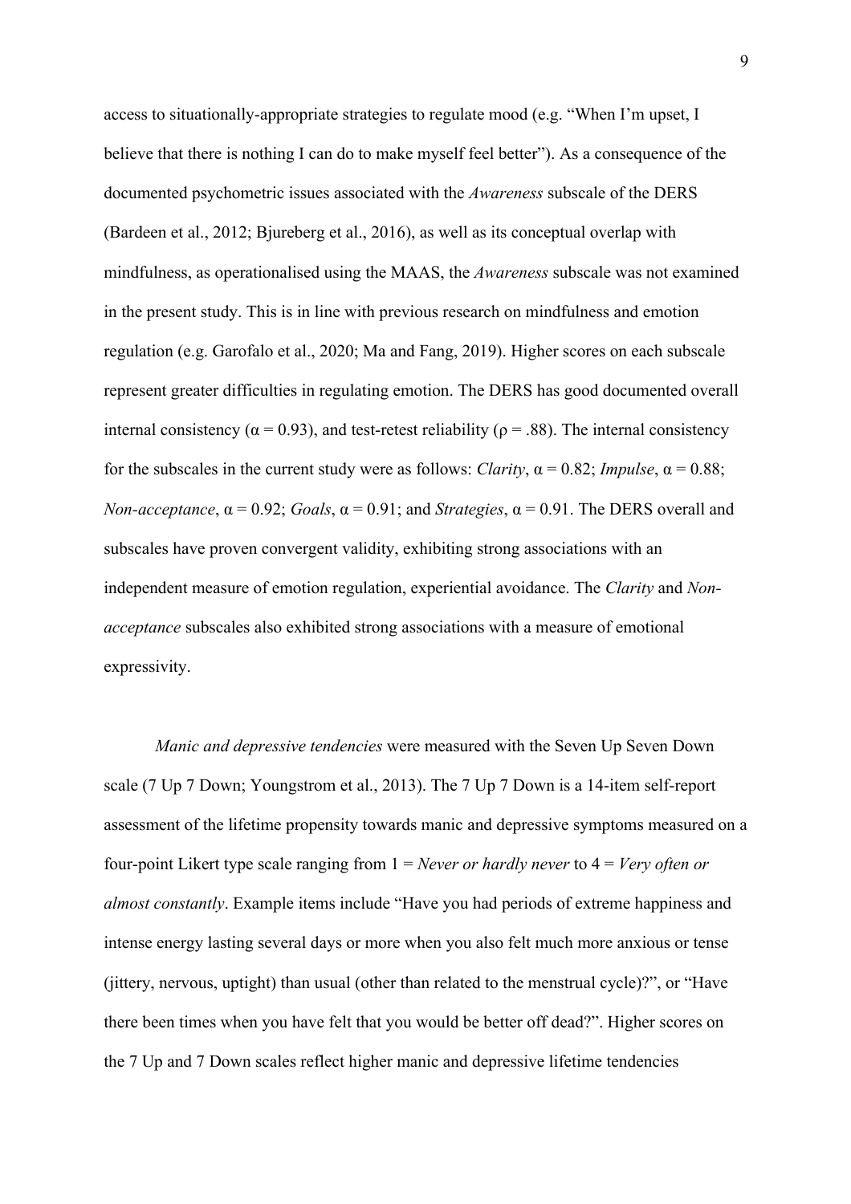access to situationally-appropriate strategies to regulate mood (e.g. "When I'm upset, I believe that there is nothing I can do to make myself feel better"). As a consequence of the documented psychometric issues associated with the *Awareness* subscale of the DERS (Bardeen et al., 2012; Bjureberg et al., 2016), as well as its conceptual overlap with mindfulness, as operationalised using the MAAS, the *Awareness* subscale was not examined in the present study. This is in line with previous research on mindfulness and emotion regulation (e.g. Garofalo et al., 2020; Ma and Fang, 2019). Higher scores on each subscale represent greater difficulties in regulating emotion. The DERS has good documented overall internal consistency ($\alpha = 0.93$), and test-retest reliability ($\rho = .88$). The internal consistency for the subscales in the current study were as follows: *Clarity*, $\alpha = 0.82$; *Impulse*, $\alpha = 0.88$; *Non-acceptance*, $\alpha = 0.92$; *Goals*, $\alpha = 0.91$; and *Strategies*, $\alpha = 0.91$. The DERS overall and subscales have proven convergent validity, exhibiting strong associations with an independent measure of emotion regulation, experiential avoidance. The *Clarity* and *Non-acceptance* subscales also exhibited strong associations with a measure of emotional expressivity.

*Manic and depressive tendencies* were measured with the Seven Up Seven Down scale (7 Up 7 Down; Youngstrom et al., 2013). The 7 Up 7 Down is a 14-item self-report assessment of the lifetime propensity towards manic and depressive symptoms measured on a four-point Likert type scale ranging from 1 = *Never or hardly never* to 4 = *Very often or almost constantly*. Example items include "Have you had periods of extreme happiness and intense energy lasting several days or more when you also felt much more anxious or tense (jittery, nervous, uptight) than usual (other than related to the menstrual cycle)?", or "Have there been times when you have felt that you would be better off dead?". Higher scores on the 7 Up and 7 Down scales reflect higher manic and depressive lifetime tendencies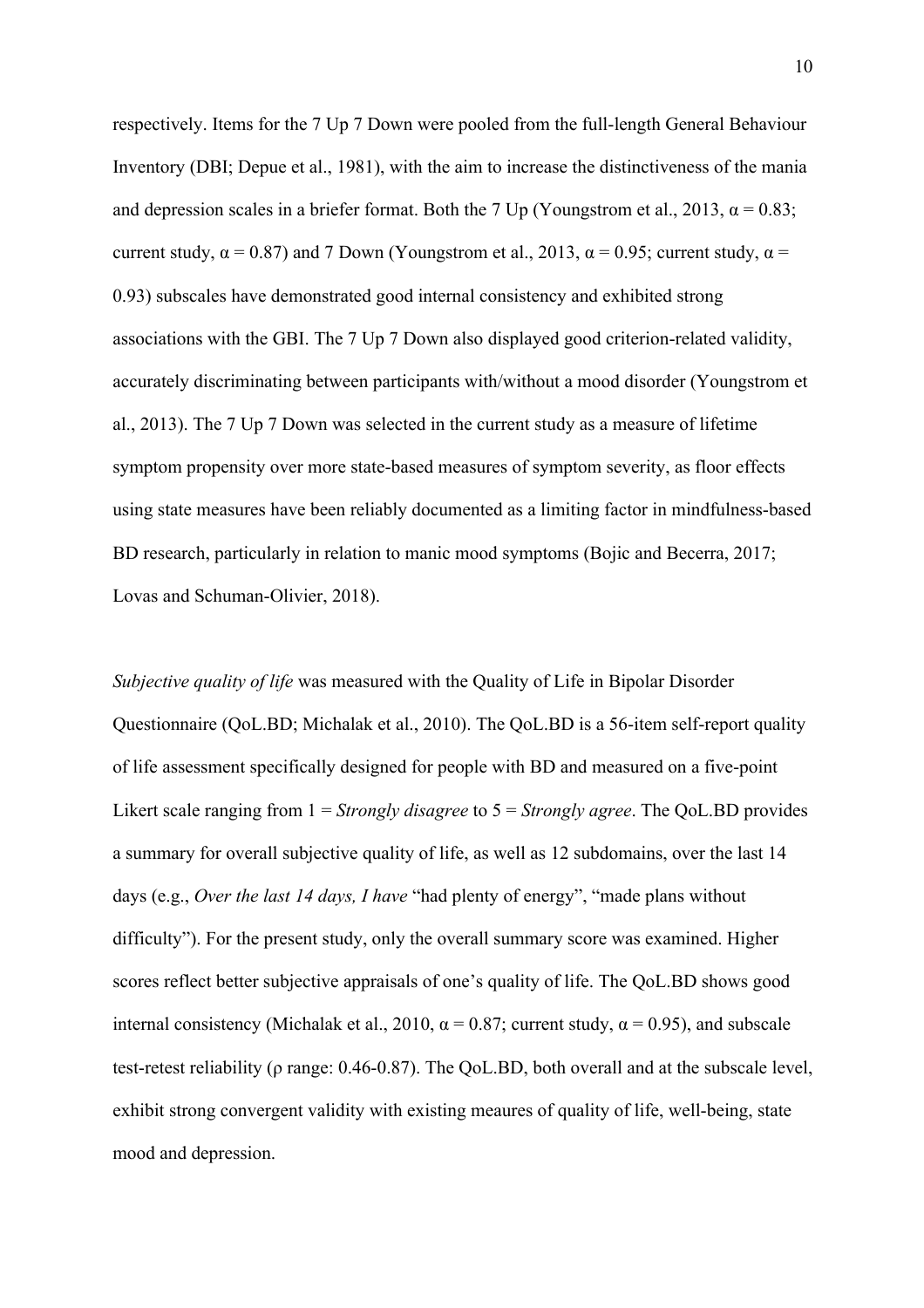respectively. Items for the 7 Up 7 Down were pooled from the full-length General Behaviour Inventory (DBI; Depue et al., 1981), with the aim to increase the distinctiveness of the mania and depression scales in a briefer format. Both the 7 Up (Youngstrom et al., 2013, $\alpha = 0.83$; current study, $\alpha = 0.87$) and 7 Down (Youngstrom et al., 2013, $\alpha = 0.95$; current study, $\alpha = 0.93$) subscales have demonstrated good internal consistency and exhibited strong associations with the GBI. The 7 Up 7 Down also displayed good criterion-related validity, accurately discriminating between participants with/without a mood disorder (Youngstrom et al., 2013). The 7 Up 7 Down was selected in the current study as a measure of lifetime symptom propensity over more state-based measures of symptom severity, as floor effects using state measures have been reliably documented as a limiting factor in mindfulness-based BD research, particularly in relation to manic mood symptoms (Bojic and Becerra, 2017; Lovas and Schuman-Olivier, 2018).

*Subjective quality of life* was measured with the Quality of Life in Bipolar Disorder Questionnaire (QoL.BD; Michalak et al., 2010). The QoL.BD is a 56-item self-report quality of life assessment specifically designed for people with BD and measured on a five-point Likert scale ranging from 1 = *Strongly disagree* to 5 = *Strongly agree*. The QoL.BD provides a summary for overall subjective quality of life, as well as 12 subdomains, over the last 14 days (e.g., *Over the last 14 days, I have* "had plenty of energy", "made plans without difficulty"). For the present study, only the overall summary score was examined. Higher scores reflect better subjective appraisals of one's quality of life. The QoL.BD shows good internal consistency (Michalak et al., 2010, $\alpha = 0.87$; current study, $\alpha = 0.95$), and subscale test-retest reliability ($\rho$ range: 0.46-0.87). The QoL.BD, both overall and at the subscale level, exhibit strong convergent validity with existing meaures of quality of life, well-being, state mood and depression.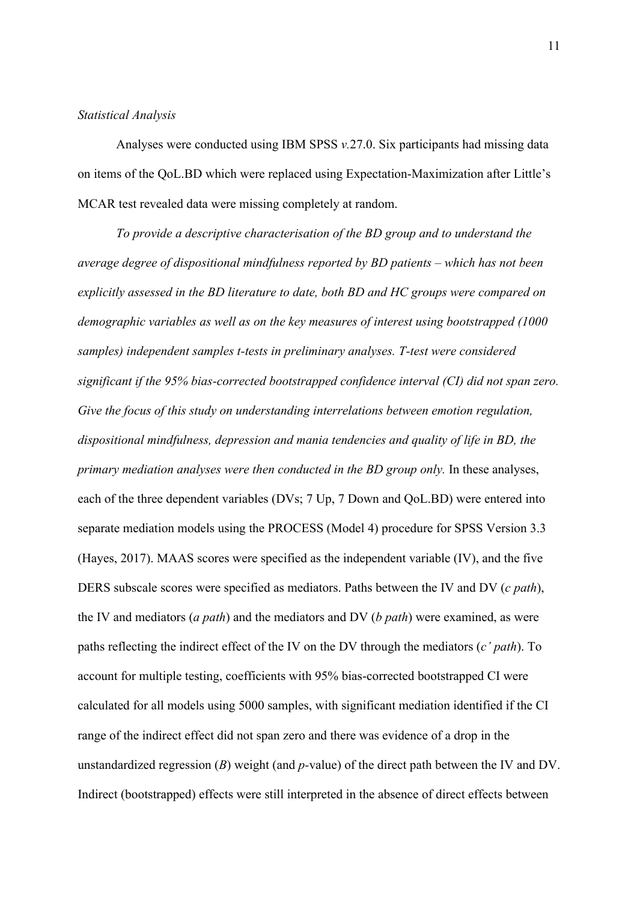*Statistical Analysis*

Analyses were conducted using IBM SPSS *v.*27.0. Six participants had missing data on items of the QoL.BD which were replaced using Expectation-Maximization after Little's MCAR test revealed data were missing completely at random.

*To provide a descriptive characterisation of the BD group and to understand the average degree of dispositional mindfulness reported by BD patients – which has not been explicitly assessed in the BD literature to date, both BD and HC groups were compared on demographic variables as well as on the key measures of interest using bootstrapped (1000 samples) independent samples t-tests in preliminary analyses. T-test were considered significant if the 95% bias-corrected bootstrapped confidence interval (CI) did not span zero. Give the focus of this study on understanding interrelations between emotion regulation, dispositional mindfulness, depression and mania tendencies and quality of life in BD, the primary mediation analyses were then conducted in the BD group only.* In these analyses, each of the three dependent variables (DVs; 7 Up, 7 Down and QoL.BD) were entered into separate mediation models using the PROCESS (Model 4) procedure for SPSS Version 3.3 (Hayes, 2017). MAAS scores were specified as the independent variable (IV), and the five DERS subscale scores were specified as mediators. Paths between the IV and DV (*c path*), the IV and mediators (*a path*) and the mediators and DV (*b path*) were examined, as were paths reflecting the indirect effect of the IV on the DV through the mediators (*c' path*). To account for multiple testing, coefficients with 95% bias-corrected bootstrapped CI were calculated for all models using 5000 samples, with significant mediation identified if the CI range of the indirect effect did not span zero and there was evidence of a drop in the unstandardized regression (*B*) weight (and *p*-value) of the direct path between the IV and DV. Indirect (bootstrapped) effects were still interpreted in the absence of direct effects between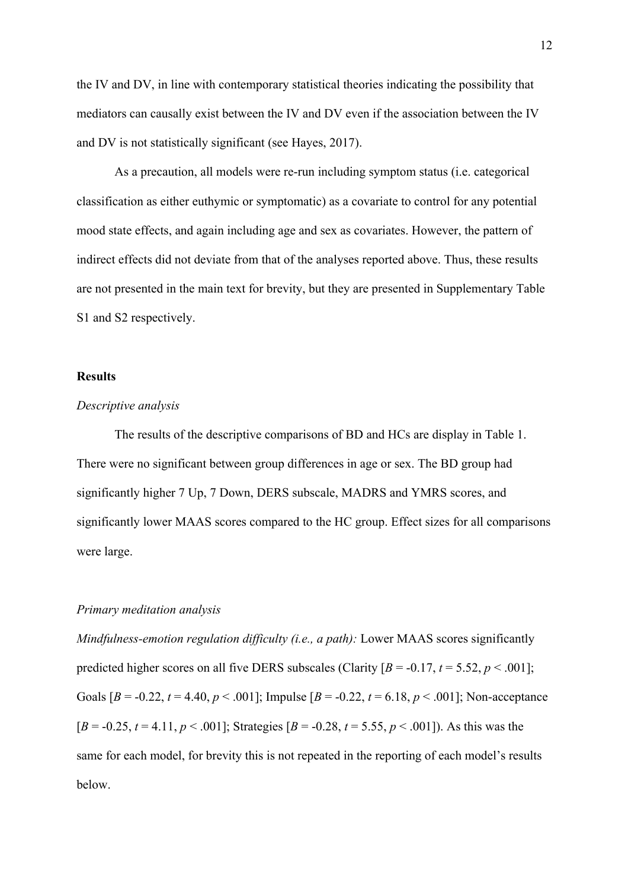the IV and DV, in line with contemporary statistical theories indicating the possibility that mediators can causally exist between the IV and DV even if the association between the IV and DV is not statistically significant (see Hayes, 2017).

As a precaution, all models were re-run including symptom status (i.e. categorical classification as either euthymic or symptomatic) as a covariate to control for any potential mood state effects, and again including age and sex as covariates. However, the pattern of indirect effects did not deviate from that of the analyses reported above. Thus, these results are not presented in the main text for brevity, but they are presented in Supplementary Table S1 and S2 respectively.

## Results

### *Descriptive analysis*

The results of the descriptive comparisons of BD and HCs are display in Table 1. There were no significant between group differences in age or sex. The BD group had significantly higher 7 Up, 7 Down, DERS subscale, MADRS and YMRS scores, and significantly lower MAAS scores compared to the HC group. Effect sizes for all comparisons were large.

### *Primary meditation analysis*

*Mindfulness-emotion regulation difficulty (i.e., a path):* Lower MAAS scores significantly predicted higher scores on all five DERS subscales (Clarity [$B = -0.17$, $t = 5.52$, $p < .001$]; Goals [$B = -0.22$, $t = 4.40$, $p < .001$]; Impulse [$B = -0.22$, $t = 6.18$, $p < .001$]; Non-acceptance [$B = -0.25$, $t = 4.11$, $p < .001$]; Strategies [$B = -0.28$, $t = 5.55$, $p < .001$]). As this was the same for each model, for brevity this is not repeated in the reporting of each model's results below.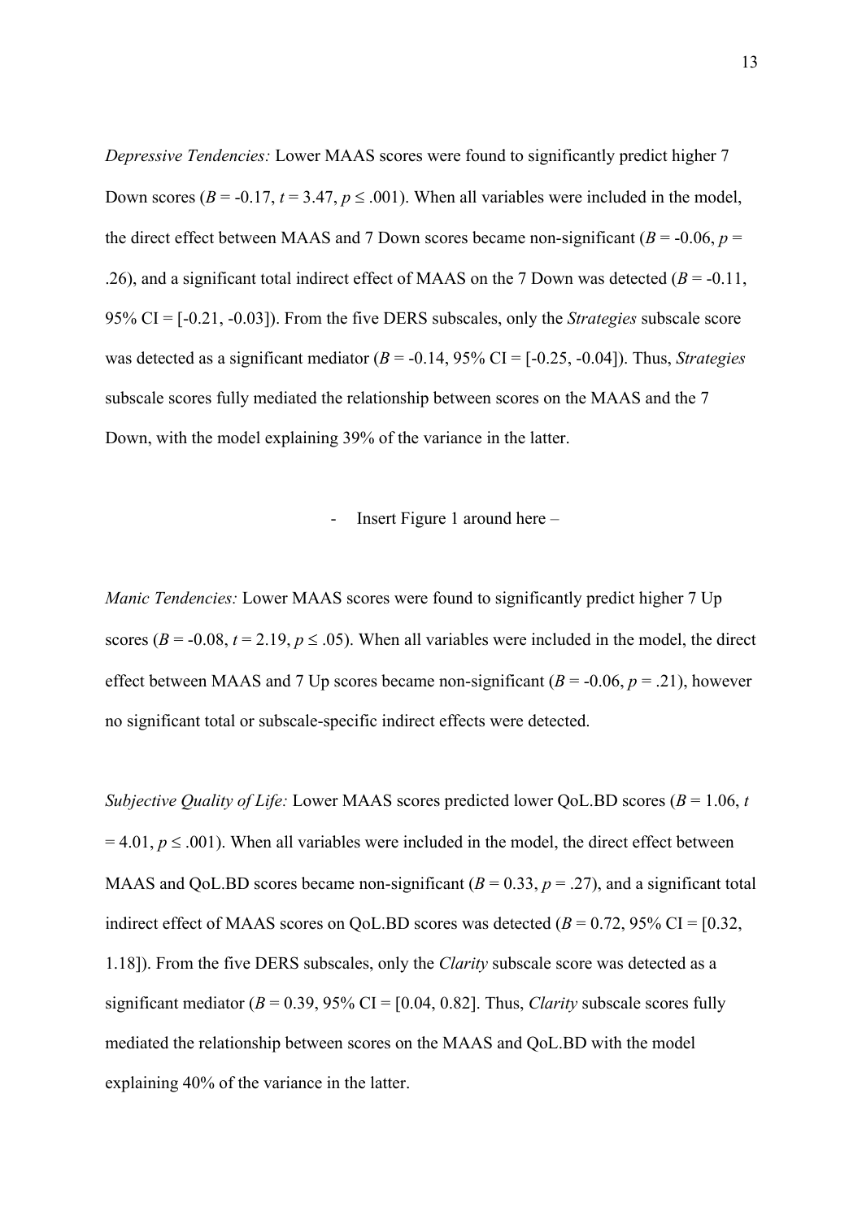*Depressive Tendencies:* Lower MAAS scores were found to significantly predict higher 7 Down scores ($B$ = -0.17, $t$ = 3.47, $p \leq .001$). When all variables were included in the model, the direct effect between MAAS and 7 Down scores became non-significant ($B$ = -0.06, $p$ = .26), and a significant total indirect effect of MAAS on the 7 Down was detected ($B$ = -0.11, 95% CI = [-0.21, -0.03]). From the five DERS subscales, only the *Strategies* subscale score was detected as a significant mediator ($B$ = -0.14, 95% CI = [-0.25, -0.04]). Thus, *Strategies* subscale scores fully mediated the relationship between scores on the MAAS and the 7 Down, with the model explaining 39% of the variance in the latter.

- Insert Figure 1 around here –

*Manic Tendencies:* Lower MAAS scores were found to significantly predict higher 7 Up scores ($B$ = -0.08, $t$ = 2.19, $p \leq .05$). When all variables were included in the model, the direct effect between MAAS and 7 Up scores became non-significant ($B$ = -0.06, $p$ = .21), however no significant total or subscale-specific indirect effects were detected.

*Subjective Quality of Life:* Lower MAAS scores predicted lower QoL.BD scores ($B$ = 1.06, $t$ = 4.01, $p \leq .001$). When all variables were included in the model, the direct effect between MAAS and QoL.BD scores became non-significant ($B$ = 0.33, $p$ = .27), and a significant total indirect effect of MAAS scores on QoL.BD scores was detected ($B$ = 0.72, 95% CI = [0.32, 1.18]). From the five DERS subscales, only the *Clarity* subscale score was detected as a significant mediator ($B$ = 0.39, 95% CI = [0.04, 0.82]. Thus, *Clarity* subscale scores fully mediated the relationship between scores on the MAAS and QoL.BD with the model explaining 40% of the variance in the latter.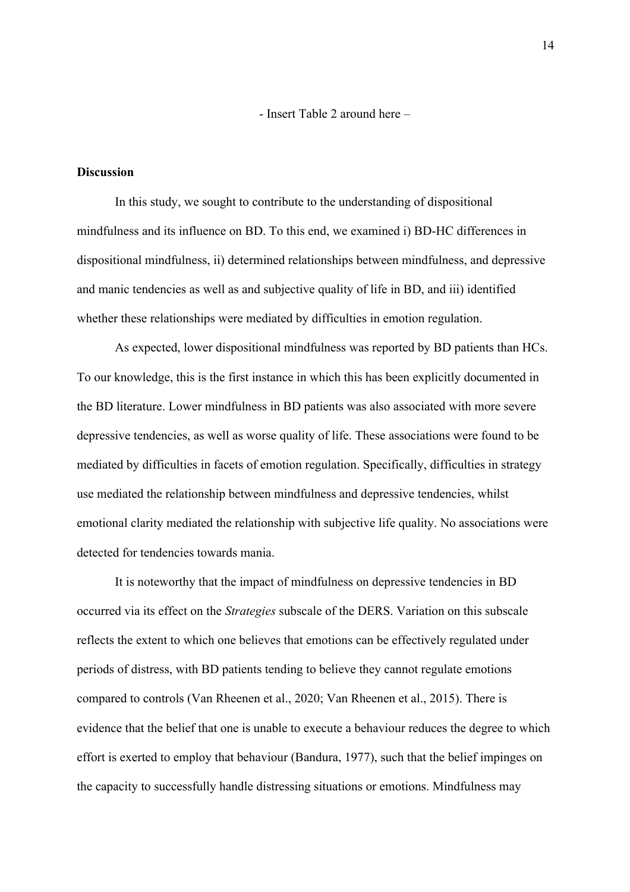- Insert Table 2 around here –

## Discussion

In this study, we sought to contribute to the understanding of dispositional mindfulness and its influence on BD. To this end, we examined i) BD-HC differences in dispositional mindfulness, ii) determined relationships between mindfulness, and depressive and manic tendencies as well as and subjective quality of life in BD, and iii) identified whether these relationships were mediated by difficulties in emotion regulation.

As expected, lower dispositional mindfulness was reported by BD patients than HCs. To our knowledge, this is the first instance in which this has been explicitly documented in the BD literature. Lower mindfulness in BD patients was also associated with more severe depressive tendencies, as well as worse quality of life. These associations were found to be mediated by difficulties in facets of emotion regulation. Specifically, difficulties in strategy use mediated the relationship between mindfulness and depressive tendencies, whilst emotional clarity mediated the relationship with subjective life quality. No associations were detected for tendencies towards mania.

It is noteworthy that the impact of mindfulness on depressive tendencies in BD occurred via its effect on the *Strategies* subscale of the DERS. Variation on this subscale reflects the extent to which one believes that emotions can be effectively regulated under periods of distress, with BD patients tending to believe they cannot regulate emotions compared to controls (Van Rheenen et al., 2020; Van Rheenen et al., 2015). There is evidence that the belief that one is unable to execute a behaviour reduces the degree to which effort is exerted to employ that behaviour (Bandura, 1977), such that the belief impinges on the capacity to successfully handle distressing situations or emotions. Mindfulness may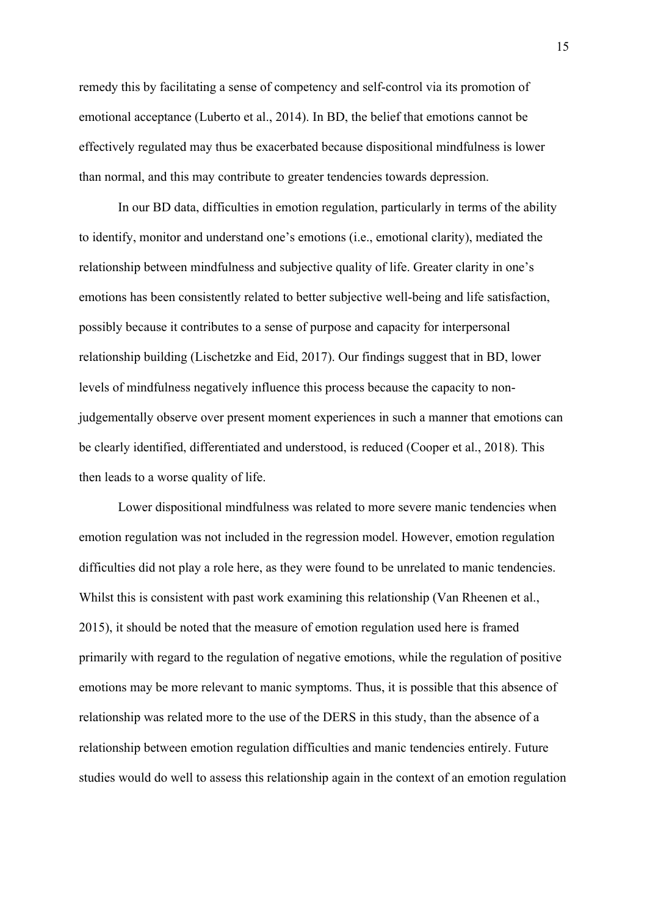remedy this by facilitating a sense of competency and self-control via its promotion of emotional acceptance (Luberto et al., 2014). In BD, the belief that emotions cannot be effectively regulated may thus be exacerbated because dispositional mindfulness is lower than normal, and this may contribute to greater tendencies towards depression.

In our BD data, difficulties in emotion regulation, particularly in terms of the ability to identify, monitor and understand one's emotions (i.e., emotional clarity), mediated the relationship between mindfulness and subjective quality of life. Greater clarity in one's emotions has been consistently related to better subjective well-being and life satisfaction, possibly because it contributes to a sense of purpose and capacity for interpersonal relationship building (Lischetzke and Eid, 2017). Our findings suggest that in BD, lower levels of mindfulness negatively influence this process because the capacity to non-judgementally observe over present moment experiences in such a manner that emotions can be clearly identified, differentiated and understood, is reduced (Cooper et al., 2018). This then leads to a worse quality of life.

Lower dispositional mindfulness was related to more severe manic tendencies when emotion regulation was not included in the regression model. However, emotion regulation difficulties did not play a role here, as they were found to be unrelated to manic tendencies. Whilst this is consistent with past work examining this relationship (Van Rheenen et al., 2015), it should be noted that the measure of emotion regulation used here is framed primarily with regard to the regulation of negative emotions, while the regulation of positive emotions may be more relevant to manic symptoms. Thus, it is possible that this absence of relationship was related more to the use of the DERS in this study, than the absence of a relationship between emotion regulation difficulties and manic tendencies entirely. Future studies would do well to assess this relationship again in the context of an emotion regulation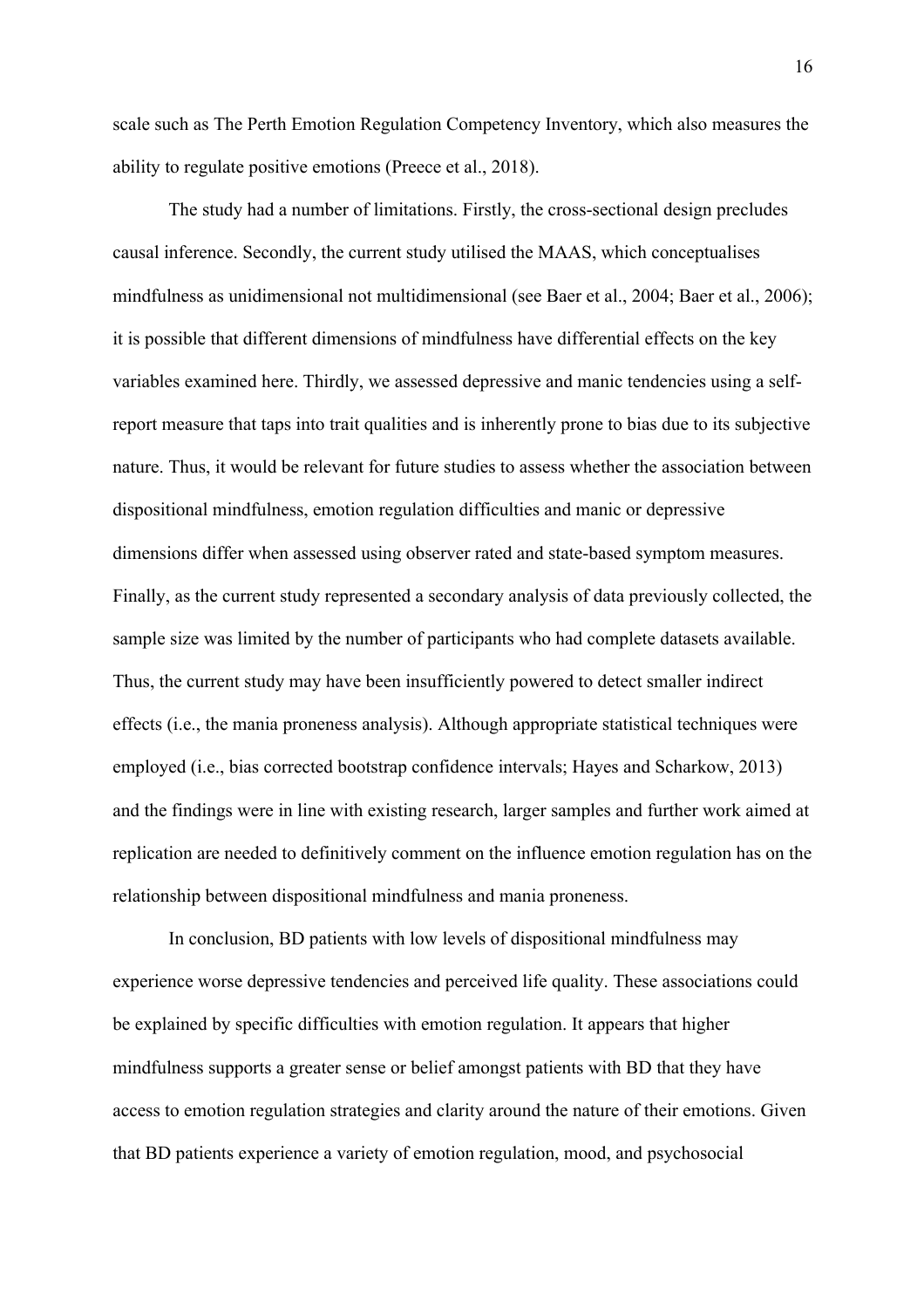scale such as The Perth Emotion Regulation Competency Inventory, which also measures the ability to regulate positive emotions (Preece et al., 2018).

The study had a number of limitations. Firstly, the cross-sectional design precludes causal inference. Secondly, the current study utilised the MAAS, which conceptualises mindfulness as unidimensional not multidimensional (see Baer et al., 2004; Baer et al., 2006); it is possible that different dimensions of mindfulness have differential effects on the key variables examined here. Thirdly, we assessed depressive and manic tendencies using a self-report measure that taps into trait qualities and is inherently prone to bias due to its subjective nature. Thus, it would be relevant for future studies to assess whether the association between dispositional mindfulness, emotion regulation difficulties and manic or depressive dimensions differ when assessed using observer rated and state-based symptom measures. Finally, as the current study represented a secondary analysis of data previously collected, the sample size was limited by the number of participants who had complete datasets available. Thus, the current study may have been insufficiently powered to detect smaller indirect effects (i.e., the mania proneness analysis). Although appropriate statistical techniques were employed (i.e., bias corrected bootstrap confidence intervals; Hayes and Scharkow, 2013) and the findings were in line with existing research, larger samples and further work aimed at replication are needed to definitively comment on the influence emotion regulation has on the relationship between dispositional mindfulness and mania proneness.

In conclusion, BD patients with low levels of dispositional mindfulness may experience worse depressive tendencies and perceived life quality. These associations could be explained by specific difficulties with emotion regulation. It appears that higher mindfulness supports a greater sense or belief amongst patients with BD that they have access to emotion regulation strategies and clarity around the nature of their emotions. Given that BD patients experience a variety of emotion regulation, mood, and psychosocial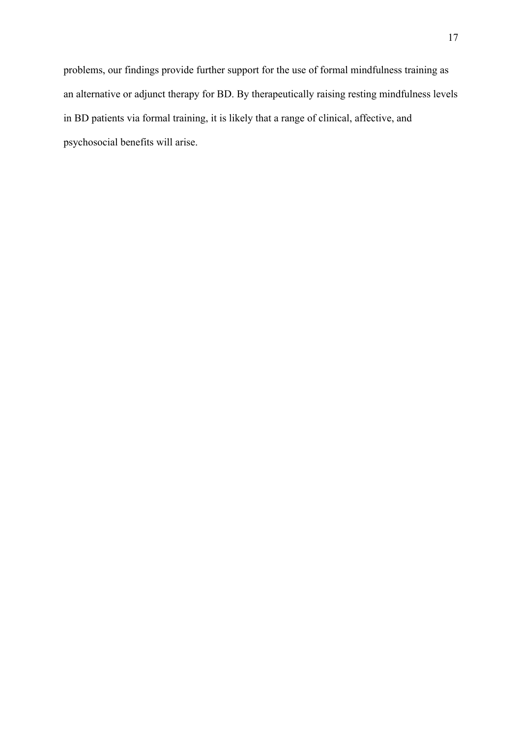problems, our findings provide further support for the use of formal mindfulness training as an alternative or adjunct therapy for BD. By therapeutically raising resting mindfulness levels in BD patients via formal training, it is likely that a range of clinical, affective, and psychosocial benefits will arise.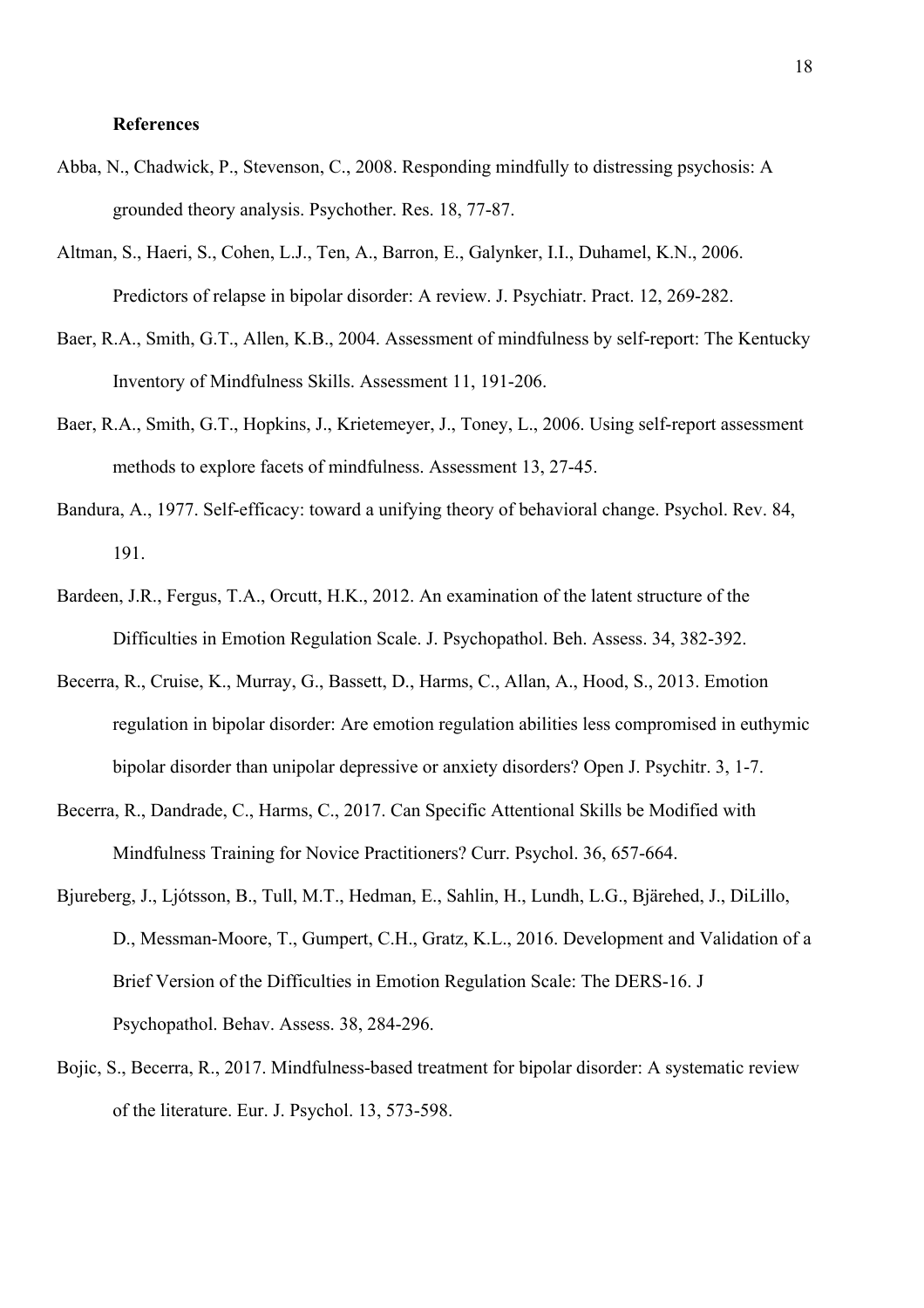**References**

Abba, N., Chadwick, P., Stevenson, C., 2008. Responding mindfully to distressing psychosis: A grounded theory analysis. Psychother. Res. 18, 77-87.

Altman, S., Haeri, S., Cohen, L.J., Ten, A., Barron, E., Galynker, I.I., Duhamel, K.N., 2006. Predictors of relapse in bipolar disorder: A review. J. Psychiatr. Pract. 12, 269-282.

Baer, R.A., Smith, G.T., Allen, K.B., 2004. Assessment of mindfulness by self-report: The Kentucky Inventory of Mindfulness Skills. Assessment 11, 191-206.

Baer, R.A., Smith, G.T., Hopkins, J., Krietemeyer, J., Toney, L., 2006. Using self-report assessment methods to explore facets of mindfulness. Assessment 13, 27-45.

Bandura, A., 1977. Self-efficacy: toward a unifying theory of behavioral change. Psychol. Rev. 84, 191.

Bardeen, J.R., Fergus, T.A., Orcutt, H.K., 2012. An examination of the latent structure of the Difficulties in Emotion Regulation Scale. J. Psychopathol. Beh. Assess. 34, 382-392.

Becerra, R., Cruise, K., Murray, G., Bassett, D., Harms, C., Allan, A., Hood, S., 2013. Emotion regulation in bipolar disorder: Are emotion regulation abilities less compromised in euthymic bipolar disorder than unipolar depressive or anxiety disorders? Open J. Psychitr. 3, 1-7.

Becerra, R., Dandrade, C., Harms, C., 2017. Can Specific Attentional Skills be Modified with Mindfulness Training for Novice Practitioners? Curr. Psychol. 36, 657-664.

Bjureberg, J., Ljótsson, B., Tull, M.T., Hedman, E., Sahlin, H., Lundh, L.G., Bjärehed, J., DiLillo, D., Messman-Moore, T., Gumpert, C.H., Gratz, K.L., 2016. Development and Validation of a Brief Version of the Difficulties in Emotion Regulation Scale: The DERS-16. J Psychopathol. Behav. Assess. 38, 284-296.

Bojic, S., Becerra, R., 2017. Mindfulness-based treatment for bipolar disorder: A systematic review of the literature. Eur. J. Psychol. 13, 573-598.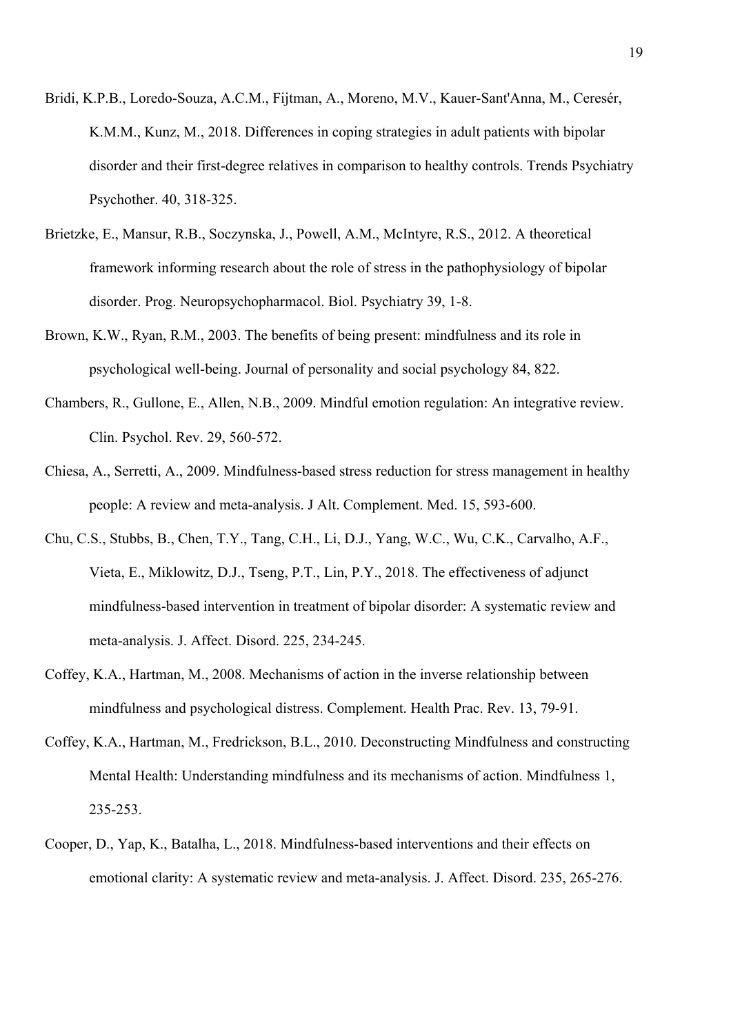Bridi, K.P.B., Loredo-Souza, A.C.M., Fijtman, A., Moreno, M.V., Kauer-Sant'Anna, M., Ceresér, K.M.M., Kunz, M., 2018. Differences in coping strategies in adult patients with bipolar disorder and their first-degree relatives in comparison to healthy controls. Trends Psychiatry Psychother. 40, 318-325.

Brietzke, E., Mansur, R.B., Soczynska, J., Powell, A.M., McIntyre, R.S., 2012. A theoretical framework informing research about the role of stress in the pathophysiology of bipolar disorder. Prog. Neuropsychopharmacol. Biol. Psychiatry 39, 1-8.

Brown, K.W., Ryan, R.M., 2003. The benefits of being present: mindfulness and its role in psychological well-being. Journal of personality and social psychology 84, 822.

Chambers, R., Gullone, E., Allen, N.B., 2009. Mindful emotion regulation: An integrative review. Clin. Psychol. Rev. 29, 560-572.

Chiesa, A., Serretti, A., 2009. Mindfulness-based stress reduction for stress management in healthy people: A review and meta-analysis. J Alt. Complement. Med. 15, 593-600.

Chu, C.S., Stubbs, B., Chen, T.Y., Tang, C.H., Li, D.J., Yang, W.C., Wu, C.K., Carvalho, A.F., Vieta, E., Miklowitz, D.J., Tseng, P.T., Lin, P.Y., 2018. The effectiveness of adjunct mindfulness-based intervention in treatment of bipolar disorder: A systematic review and meta-analysis. J. Affect. Disord. 225, 234-245.

Coffey, K.A., Hartman, M., 2008. Mechanisms of action in the inverse relationship between mindfulness and psychological distress. Complement. Health Prac. Rev. 13, 79-91.

Coffey, K.A., Hartman, M., Fredrickson, B.L., 2010. Deconstructing Mindfulness and constructing Mental Health: Understanding mindfulness and its mechanisms of action. Mindfulness 1, 235-253.

Cooper, D., Yap, K., Batalha, L., 2018. Mindfulness-based interventions and their effects on emotional clarity: A systematic review and meta-analysis. J. Affect. Disord. 235, 265-276.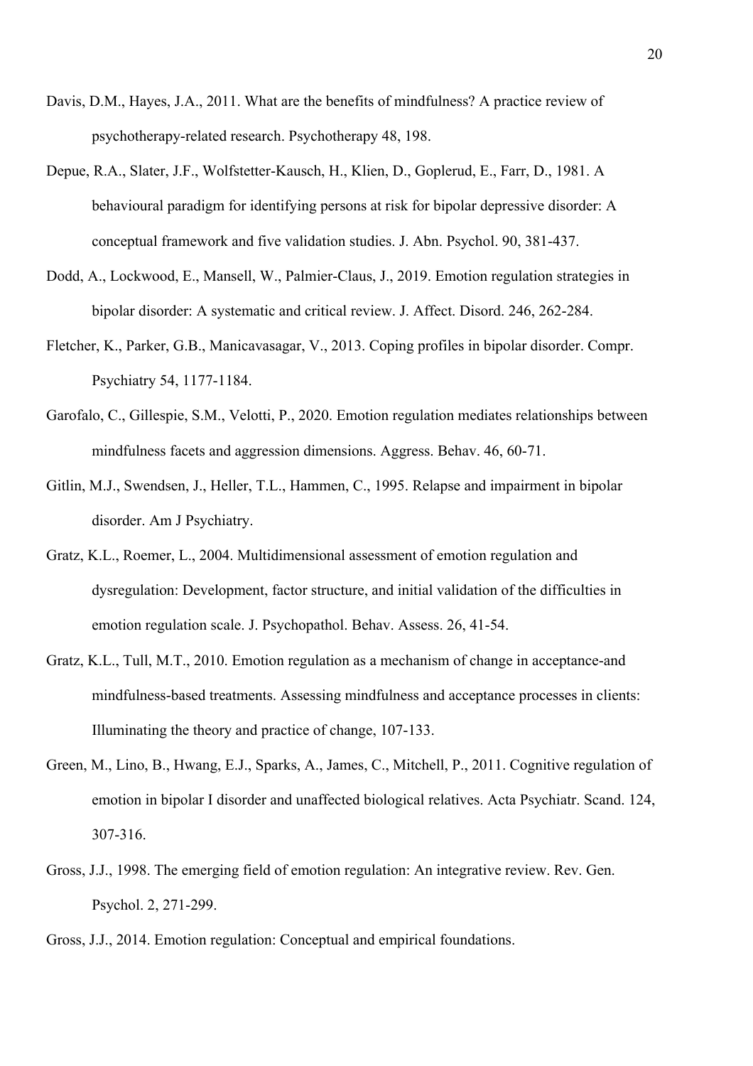Davis, D.M., Hayes, J.A., 2011. What are the benefits of mindfulness? A practice review of psychotherapy-related research. Psychotherapy 48, 198.

Depue, R.A., Slater, J.F., Wolfstetter-Kausch, H., Klien, D., Goplerud, E., Farr, D., 1981. A behavioural paradigm for identifying persons at risk for bipolar depressive disorder: A conceptual framework and five validation studies. J. Abn. Psychol. 90, 381-437.

Dodd, A., Lockwood, E., Mansell, W., Palmier-Claus, J., 2019. Emotion regulation strategies in bipolar disorder: A systematic and critical review. J. Affect. Disord. 246, 262-284.

Fletcher, K., Parker, G.B., Manicavasagar, V., 2013. Coping profiles in bipolar disorder. Compr. Psychiatry 54, 1177-1184.

Garofalo, C., Gillespie, S.M., Velotti, P., 2020. Emotion regulation mediates relationships between mindfulness facets and aggression dimensions. Aggress. Behav. 46, 60-71.

Gitlin, M.J., Swendsen, J., Heller, T.L., Hammen, C., 1995. Relapse and impairment in bipolar disorder. Am J Psychiatry.

Gratz, K.L., Roemer, L., 2004. Multidimensional assessment of emotion regulation and dysregulation: Development, factor structure, and initial validation of the difficulties in emotion regulation scale. J. Psychopathol. Behav. Assess. 26, 41-54.

Gratz, K.L., Tull, M.T., 2010. Emotion regulation as a mechanism of change in acceptance-and mindfulness-based treatments. Assessing mindfulness and acceptance processes in clients: Illuminating the theory and practice of change, 107-133.

Green, M., Lino, B., Hwang, E.J., Sparks, A., James, C., Mitchell, P., 2011. Cognitive regulation of emotion in bipolar I disorder and unaffected biological relatives. Acta Psychiatr. Scand. 124, 307-316.

Gross, J.J., 1998. The emerging field of emotion regulation: An integrative review. Rev. Gen. Psychol. 2, 271-299.

Gross, J.J., 2014. Emotion regulation: Conceptual and empirical foundations.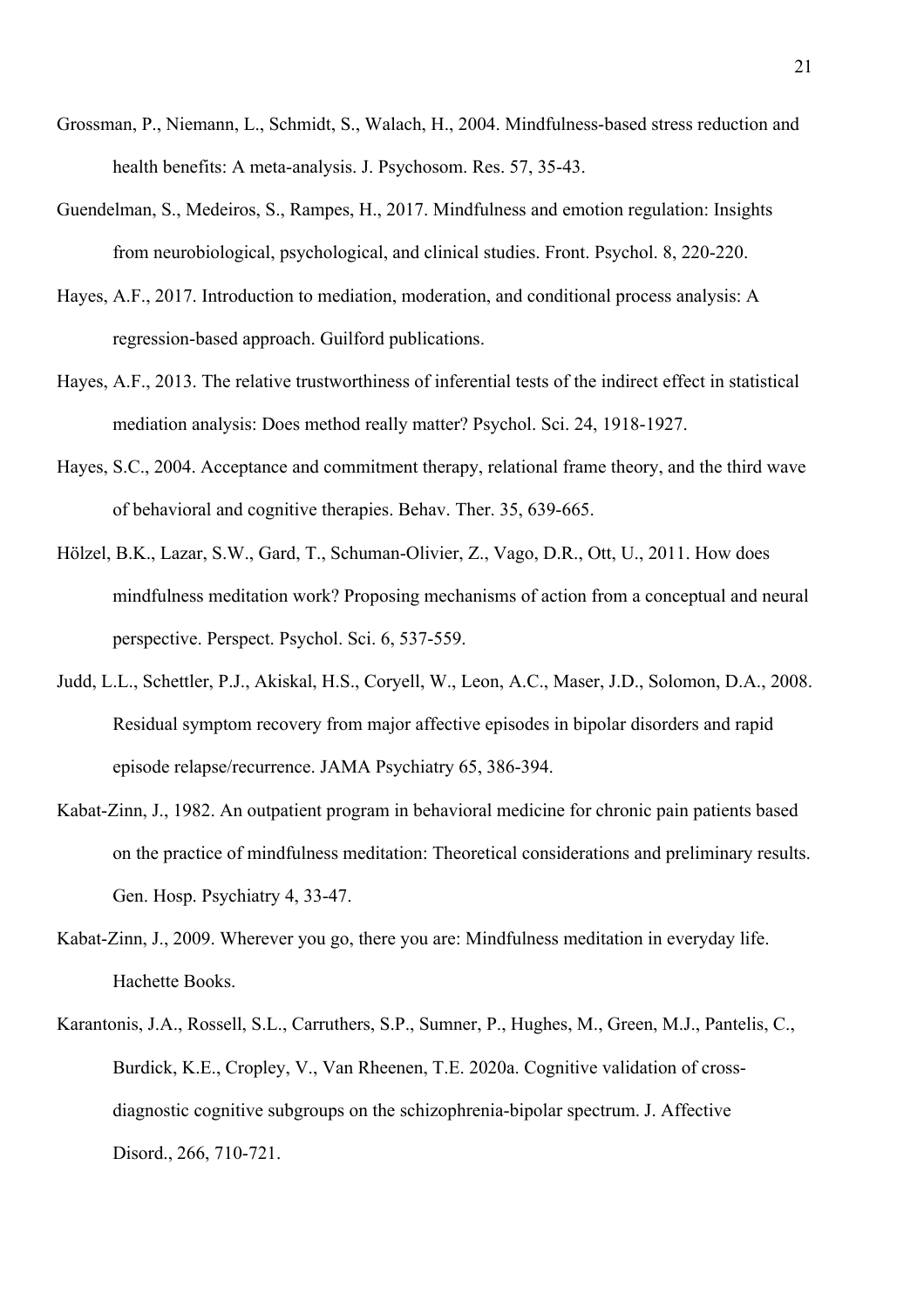Grossman, P., Niemann, L., Schmidt, S., Walach, H., 2004. Mindfulness-based stress reduction and health benefits: A meta-analysis. J. Psychosom. Res. 57, 35-43.

Guendelman, S., Medeiros, S., Rampes, H., 2017. Mindfulness and emotion regulation: Insights from neurobiological, psychological, and clinical studies. Front. Psychol. 8, 220-220.

Hayes, A.F., 2017. Introduction to mediation, moderation, and conditional process analysis: A regression-based approach. Guilford publications.

Hayes, A.F., 2013. The relative trustworthiness of inferential tests of the indirect effect in statistical mediation analysis: Does method really matter? Psychol. Sci. 24, 1918-1927.

Hayes, S.C., 2004. Acceptance and commitment therapy, relational frame theory, and the third wave of behavioral and cognitive therapies. Behav. Ther. 35, 639-665.

Hölzel, B.K., Lazar, S.W., Gard, T., Schuman-Olivier, Z., Vago, D.R., Ott, U., 2011. How does mindfulness meditation work? Proposing mechanisms of action from a conceptual and neural perspective. Perspect. Psychol. Sci. 6, 537-559.

Judd, L.L., Schettler, P.J., Akiskal, H.S., Coryell, W., Leon, A.C., Maser, J.D., Solomon, D.A., 2008. Residual symptom recovery from major affective episodes in bipolar disorders and rapid episode relapse/recurrence. JAMA Psychiatry 65, 386-394.

Kabat-Zinn, J., 1982. An outpatient program in behavioral medicine for chronic pain patients based on the practice of mindfulness meditation: Theoretical considerations and preliminary results. Gen. Hosp. Psychiatry 4, 33-47.

Kabat-Zinn, J., 2009. Wherever you go, there you are: Mindfulness meditation in everyday life. Hachette Books.

Karantonis, J.A., Rossell, S.L., Carruthers, S.P., Sumner, P., Hughes, M., Green, M.J., Pantelis, C., Burdick, K.E., Cropley, V., Van Rheenen, T.E. 2020a. Cognitive validation of cross-diagnostic cognitive subgroups on the schizophrenia-bipolar spectrum. J. Affective Disord., 266, 710-721.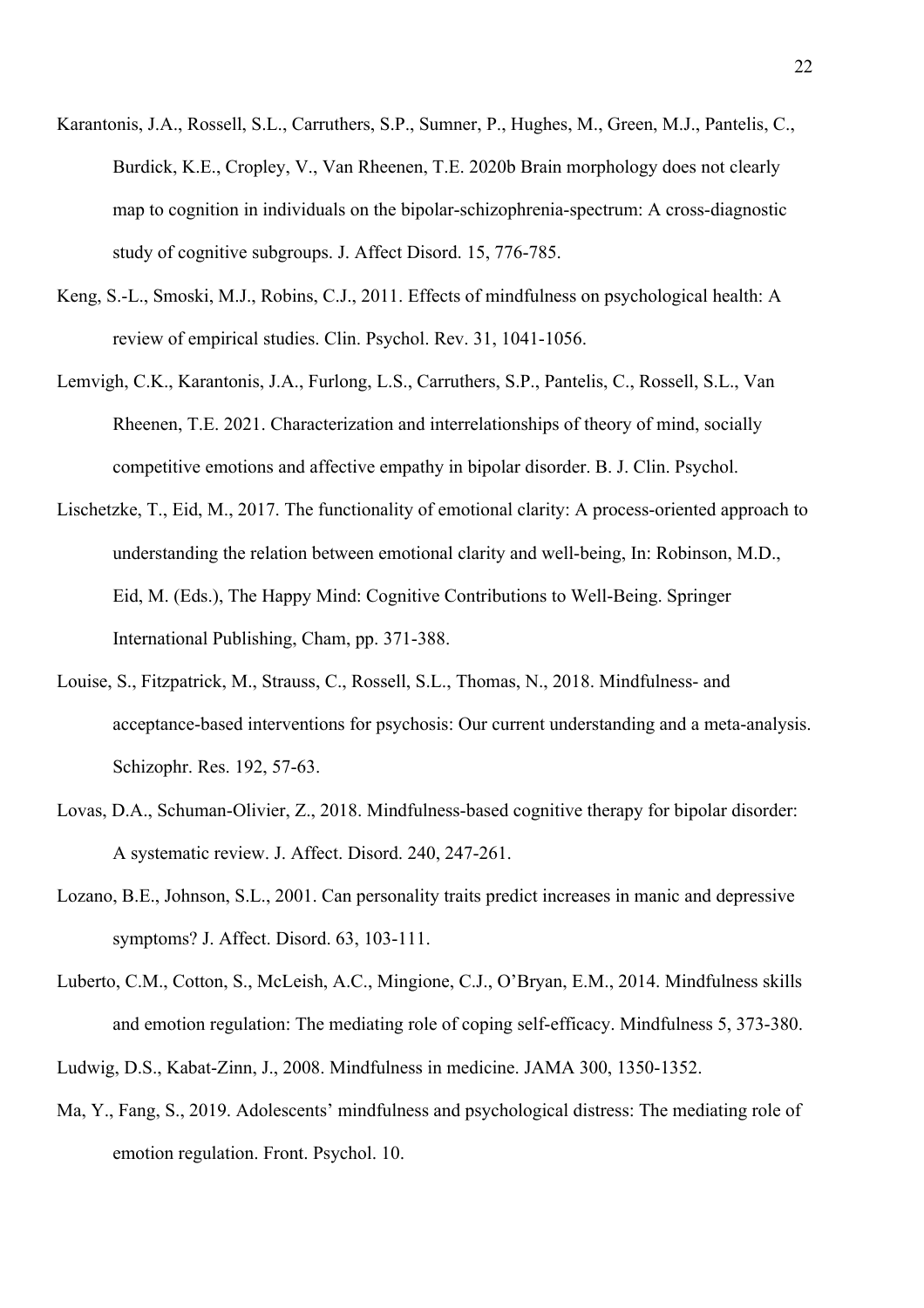Karantonis, J.A., Rossell, S.L., Carruthers, S.P., Sumner, P., Hughes, M., Green, M.J., Pantelis, C., Burdick, K.E., Cropley, V., Van Rheenen, T.E. 2020b Brain morphology does not clearly map to cognition in individuals on the bipolar-schizophrenia-spectrum: A cross-diagnostic study of cognitive subgroups. J. Affect Disord. 15, 776-785.

Keng, S.-L., Smoski, M.J., Robins, C.J., 2011. Effects of mindfulness on psychological health: A review of empirical studies. Clin. Psychol. Rev. 31, 1041-1056.

Lemvigh, C.K., Karantonis, J.A., Furlong, L.S., Carruthers, S.P., Pantelis, C., Rossell, S.L., Van Rheenen, T.E. 2021. Characterization and interrelationships of theory of mind, socially competitive emotions and affective empathy in bipolar disorder. B. J. Clin. Psychol.

Lischetzke, T., Eid, M., 2017. The functionality of emotional clarity: A process-oriented approach to understanding the relation between emotional clarity and well-being, In: Robinson, M.D., Eid, M. (Eds.), The Happy Mind: Cognitive Contributions to Well-Being. Springer International Publishing, Cham, pp. 371-388.

Louise, S., Fitzpatrick, M., Strauss, C., Rossell, S.L., Thomas, N., 2018. Mindfulness- and acceptance-based interventions for psychosis: Our current understanding and a meta-analysis. Schizophr. Res. 192, 57-63.

Lovas, D.A., Schuman-Olivier, Z., 2018. Mindfulness-based cognitive therapy for bipolar disorder: A systematic review. J. Affect. Disord. 240, 247-261.

Lozano, B.E., Johnson, S.L., 2001. Can personality traits predict increases in manic and depressive symptoms? J. Affect. Disord. 63, 103-111.

Luberto, C.M., Cotton, S., McLeish, A.C., Mingione, C.J., O'Bryan, E.M., 2014. Mindfulness skills and emotion regulation: The mediating role of coping self-efficacy. Mindfulness 5, 373-380.

Ludwig, D.S., Kabat-Zinn, J., 2008. Mindfulness in medicine. JAMA 300, 1350-1352.

Ma, Y., Fang, S., 2019. Adolescents' mindfulness and psychological distress: The mediating role of emotion regulation. Front. Psychol. 10.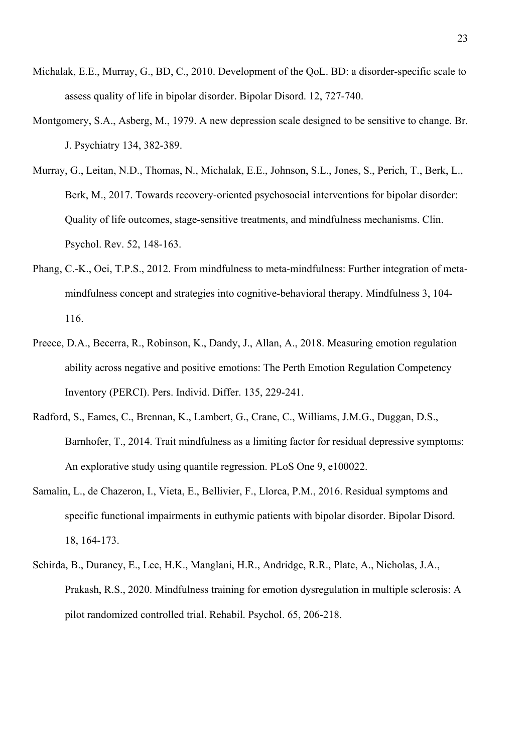Michalak, E.E., Murray, G., BD, C., 2010. Development of the QoL. BD: a disorder-specific scale to assess quality of life in bipolar disorder. Bipolar Disord. 12, 727-740.

Montgomery, S.A., Asberg, M., 1979. A new depression scale designed to be sensitive to change. Br. J. Psychiatry 134, 382-389.

Murray, G., Leitan, N.D., Thomas, N., Michalak, E.E., Johnson, S.L., Jones, S., Perich, T., Berk, L., Berk, M., 2017. Towards recovery-oriented psychosocial interventions for bipolar disorder: Quality of life outcomes, stage-sensitive treatments, and mindfulness mechanisms. Clin. Psychol. Rev. 52, 148-163.

Phang, C.-K., Oei, T.P.S., 2012. From mindfulness to meta-mindfulness: Further integration of meta-mindfulness concept and strategies into cognitive-behavioral therapy. Mindfulness 3, 104-116.

Preece, D.A., Becerra, R., Robinson, K., Dandy, J., Allan, A., 2018. Measuring emotion regulation ability across negative and positive emotions: The Perth Emotion Regulation Competency Inventory (PERCI). Pers. Individ. Differ. 135, 229-241.

Radford, S., Eames, C., Brennan, K., Lambert, G., Crane, C., Williams, J.M.G., Duggan, D.S., Barnhofer, T., 2014. Trait mindfulness as a limiting factor for residual depressive symptoms: An explorative study using quantile regression. PLoS One 9, e100022.

Samalin, L., de Chazeron, I., Vieta, E., Bellivier, F., Llorca, P.M., 2016. Residual symptoms and specific functional impairments in euthymic patients with bipolar disorder. Bipolar Disord. 18, 164-173.

Schirda, B., Duraney, E., Lee, H.K., Manglani, H.R., Andridge, R.R., Plate, A., Nicholas, J.A., Prakash, R.S., 2020. Mindfulness training for emotion dysregulation in multiple sclerosis: A pilot randomized controlled trial. Rehabil. Psychol. 65, 206-218.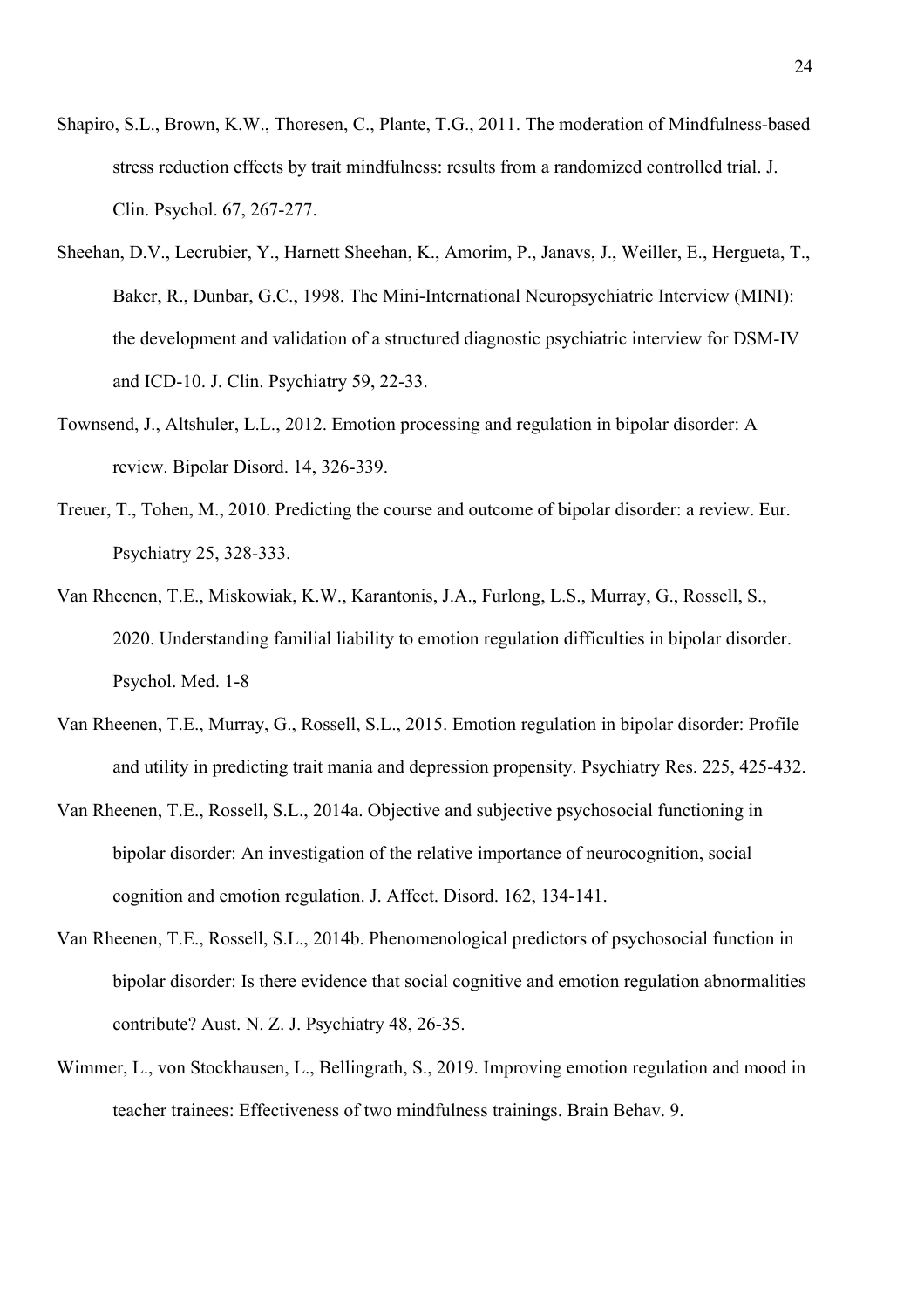Shapiro, S.L., Brown, K.W., Thoresen, C., Plante, T.G., 2011. The moderation of Mindfulness-based stress reduction effects by trait mindfulness: results from a randomized controlled trial. J. Clin. Psychol. 67, 267-277.

Sheehan, D.V., Lecrubier, Y., Harnett Sheehan, K., Amorim, P., Janavs, J., Weiller, E., Hergueta, T., Baker, R., Dunbar, G.C., 1998. The Mini-International Neuropsychiatric Interview (MINI): the development and validation of a structured diagnostic psychiatric interview for DSM-IV and ICD-10. J. Clin. Psychiatry 59, 22-33.

Townsend, J., Altshuler, L.L., 2012. Emotion processing and regulation in bipolar disorder: A review. Bipolar Disord. 14, 326-339.

Treuer, T., Tohen, M., 2010. Predicting the course and outcome of bipolar disorder: a review. Eur. Psychiatry 25, 328-333.

Van Rheenen, T.E., Miskowiak, K.W., Karantonis, J.A., Furlong, L.S., Murray, G., Rossell, S., 2020. Understanding familial liability to emotion regulation difficulties in bipolar disorder. Psychol. Med. 1-8

Van Rheenen, T.E., Murray, G., Rossell, S.L., 2015. Emotion regulation in bipolar disorder: Profile and utility in predicting trait mania and depression propensity. Psychiatry Res. 225, 425-432.

Van Rheenen, T.E., Rossell, S.L., 2014a. Objective and subjective psychosocial functioning in bipolar disorder: An investigation of the relative importance of neurocognition, social cognition and emotion regulation. J. Affect. Disord. 162, 134-141.

Van Rheenen, T.E., Rossell, S.L., 2014b. Phenomenological predictors of psychosocial function in bipolar disorder: Is there evidence that social cognitive and emotion regulation abnormalities contribute? Aust. N. Z. J. Psychiatry 48, 26-35.

Wimmer, L., von Stockhausen, L., Bellingrath, S., 2019. Improving emotion regulation and mood in teacher trainees: Effectiveness of two mindfulness trainings. Brain Behav. 9.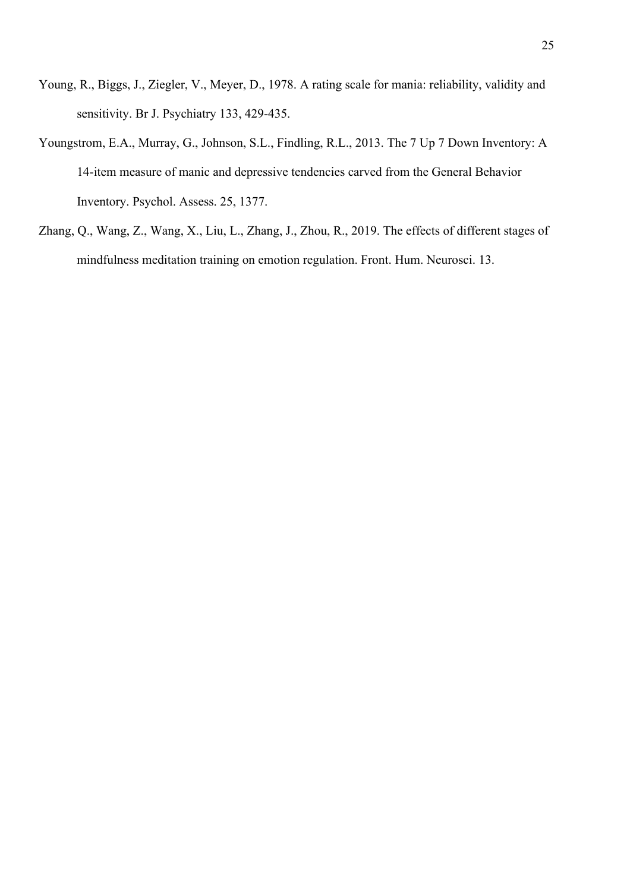Young, R., Biggs, J., Ziegler, V., Meyer, D., 1978. A rating scale for mania: reliability, validity and sensitivity. Br J. Psychiatry 133, 429-435.

Youngstrom, E.A., Murray, G., Johnson, S.L., Findling, R.L., 2013. The 7 Up 7 Down Inventory: A 14-item measure of manic and depressive tendencies carved from the General Behavior Inventory. Psychol. Assess. 25, 1377.

Zhang, Q., Wang, Z., Wang, X., Liu, L., Zhang, J., Zhou, R., 2019. The effects of different stages of mindfulness meditation training on emotion regulation. Front. Hum. Neurosci. 13.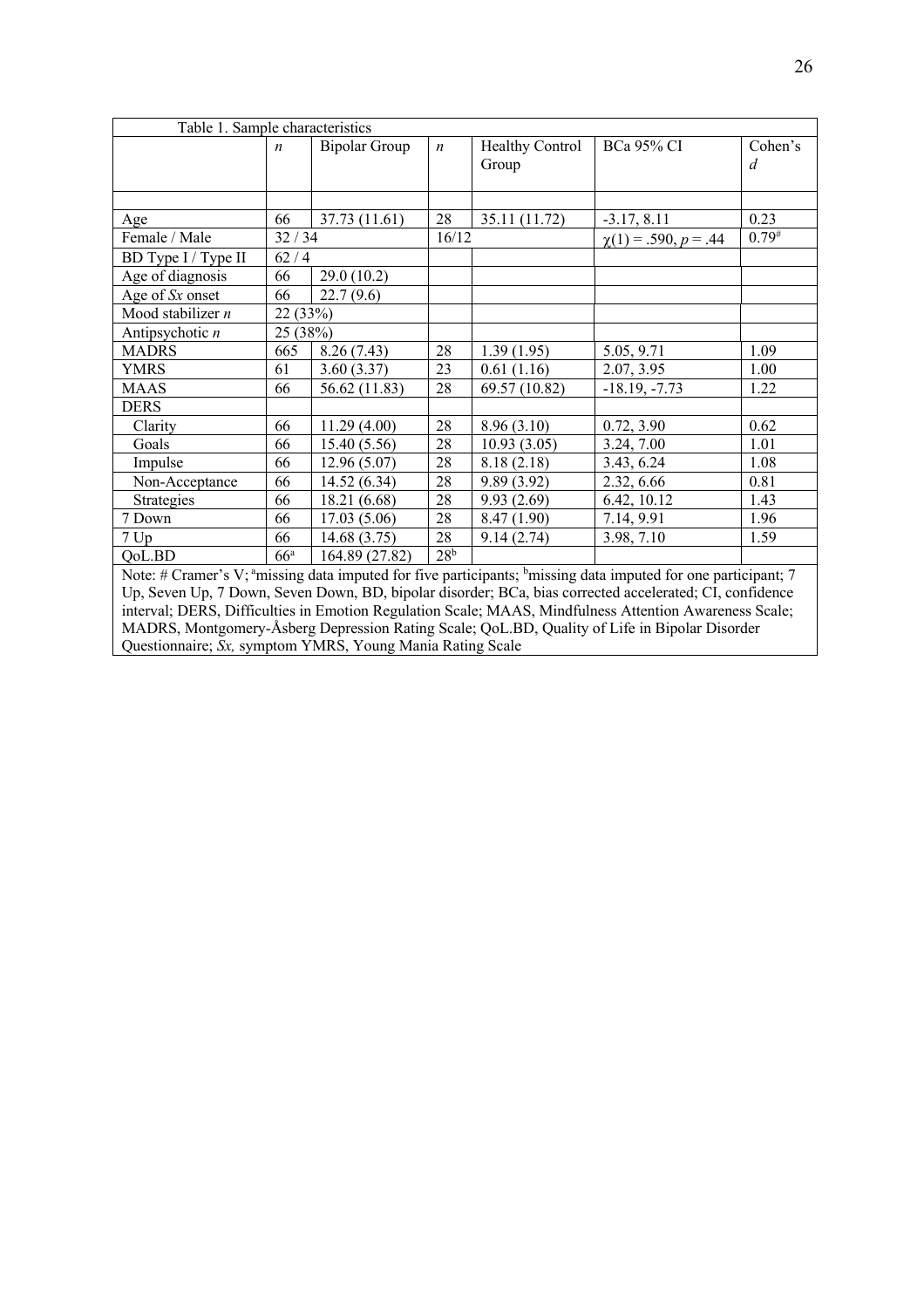Table 1. Sample characteristics

| | *n* | Bipolar Group | *n* | Healthy Control Group | BCa 95% CI | Cohen's *d* |
|---|---|---|---|---|---|---|
| | | | | | | |
| Age | 66 | 37.73 (11.61) | 28 | 35.11 (11.72) | -3.17, 8.11 | 0.23 |
| Female / Male | 32 / 34 | | 16/12 | | $\chi(1) = .590, p = .44$ | 0.79[#] |
| BD Type I / Type II | 62 / 4 | | | | | |
| Age of diagnosis | 66 | 29.0 (10.2) | | | | |
| Age of *Sx* onset | 66 | 22.7 (9.6) | | | | |
| Mood stabilizer *n* | 22 (33%) | | | | | |
| Antipsychotic *n* | 25 (38%) | | | | | |
| MADRS | 665 | 8.26 (7.43) | 28 | 1.39 (1.95) | 5.05, 9.71 | 1.09 |
| YMRS | 61 | 3.60 (3.37) | 23 | 0.61 (1.16) | 2.07, 3.95 | 1.00 |
| MAAS | 66 | 56.62 (11.83) | 28 | 69.57 (10.82) | -18.19, -7.73 | 1.22 |
| DERS | | | | | | |
| Clarity | 66 | 11.29 (4.00) | 28 | 8.96 (3.10) | 0.72, 3.90 | 0.62 |
| Goals | 66 | 15.40 (5.56) | 28 | 10.93 (3.05) | 3.24, 7.00 | 1.01 |
| Impulse | 66 | 12.96 (5.07) | 28 | 8.18 (2.18) | 3.43, 6.24 | 1.08 |
| Non-Acceptance | 66 | 14.52 (6.34) | 28 | 9.89 (3.92) | 2.32, 6.66 | 0.81 |
| Strategies | 66 | 18.21 (6.68) | 28 | 9.93 (2.69) | 6.42, 10.12 | 1.43 |
| 7 Down | 66 | 17.03 (5.06) | 28 | 8.47 (1.90) | 7.14, 9.91 | 1.96 |
| 7 Up | 66 | 14.68 (3.75) | 28 | 9.14 (2.74) | 3.98, 7.10 | 1.59 |
| QoL.BD | 66[a] | 164.89 (27.82) | 28[b] | | | |

Note: # Cramer's V; [a]missing data imputed for five participants; [b]missing data imputed for one participant; 7 Up, Seven Up, 7 Down, Seven Down, BD, bipolar disorder; BCa, bias corrected accelerated; CI, confidence interval; DERS, Difficulties in Emotion Regulation Scale; MAAS, Mindfulness Attention Awareness Scale; MADRS, Montgomery-Åsberg Depression Rating Scale; QoL.BD, Quality of Life in Bipolar Disorder Questionnaire; *Sx,* symptom YMRS, Young Mania Rating Scale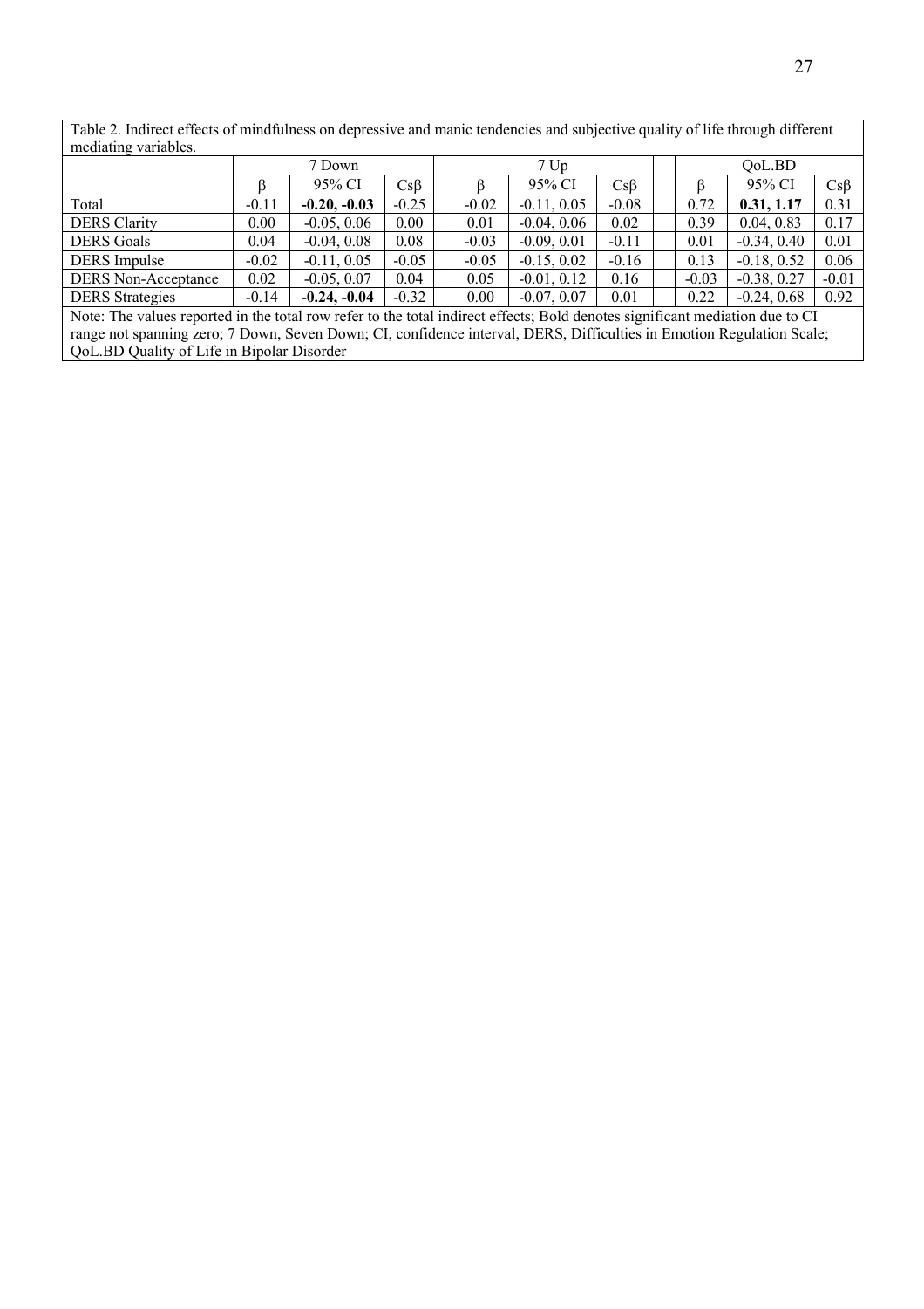Table 2. Indirect effects of mindfulness on depressive and manic tendencies and subjective quality of life through different mediating variables.

| | 7 Down | | | | 7 Up | | | | QoL.BD | | |
|---|---|---|---|---|---|---|---|---|---|---|---|
| | β | 95% CI | Csβ | | β | 95% CI | Csβ | | β | 95% CI | Csβ |
| Total | -0.11 | **-0.20, -0.03** | -0.25 | | -0.02 | -0.11, 0.05 | -0.08 | | 0.72 | **0.31, 1.17** | 0.31 |
| DERS Clarity | 0.00 | -0.05, 0.06 | 0.00 | | 0.01 | -0.04, 0.06 | 0.02 | | 0.39 | 0.04, 0.83 | 0.17 |
| DERS Goals | 0.04 | -0.04, 0.08 | 0.08 | | -0.03 | -0.09, 0.01 | -0.11 | | 0.01 | -0.34, 0.40 | 0.01 |
| DERS Impulse | -0.02 | -0.11, 0.05 | -0.05 | | -0.05 | -0.15, 0.02 | -0.16 | | 0.13 | -0.18, 0.52 | 0.06 |
| DERS Non-Acceptance | 0.02 | -0.05, 0.07 | 0.04 | | 0.05 | -0.01, 0.12 | 0.16 | | -0.03 | -0.38, 0.27 | -0.01 |
| DERS Strategies | -0.14 | **-0.24, -0.04** | -0.32 | | 0.00 | -0.07, 0.07 | 0.01 | | 0.22 | -0.24, 0.68 | 0.92 |

Note: The values reported in the total row refer to the total indirect effects; Bold denotes significant mediation due to CI range not spanning zero; 7 Down, Seven Down; CI, confidence interval, DERS, Difficulties in Emotion Regulation Scale; QoL.BD Quality of Life in Bipolar Disorder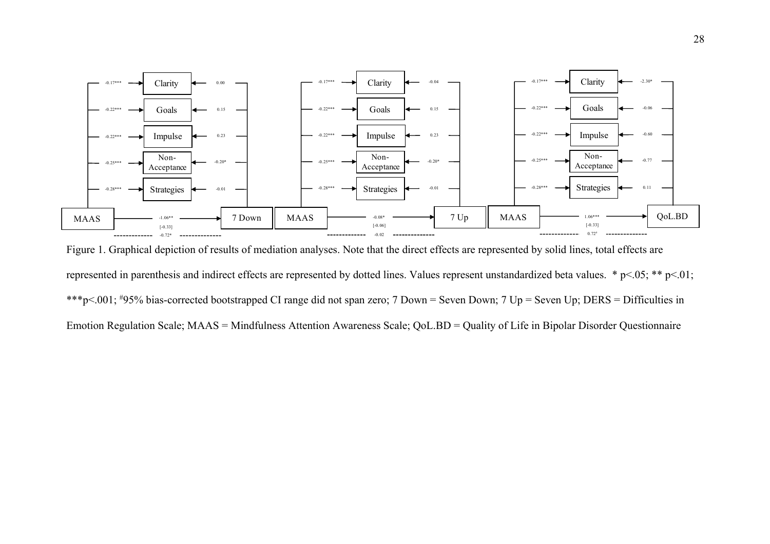Figure 1. Graphical depiction of results of mediation analyses. Note that the direct effects are represented by solid lines, total effects are represented in parenthesis and indirect effects are represented by dotted lines. Values represent unstandardized beta values. * p<.05; ** p<.01; ***p<.001; #95% bias-corrected bootstrapped CI range did not span zero; 7 Down = Seven Down; 7 Up = Seven Up; DERS = Difficulties in Emotion Regulation Scale; MAAS = Mindfulness Attention Awareness Scale; QoL.BD = Quality of Life in Bipolar Disorder Questionnaire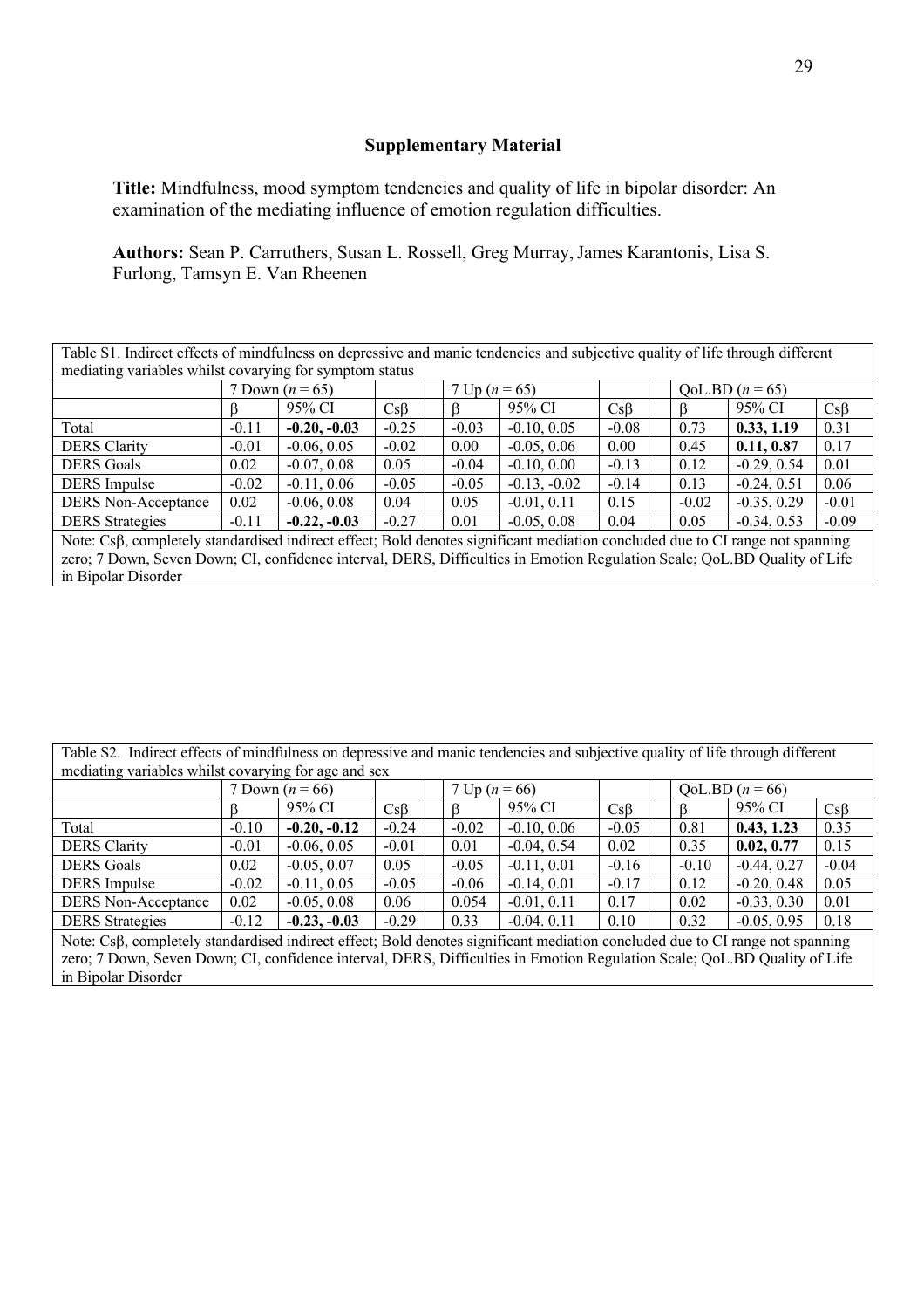## Supplementary Material

**Title:** Mindfulness, mood symptom tendencies and quality of life in bipolar disorder: An examination of the mediating influence of emotion regulation difficulties.

**Authors:** Sean P. Carruthers, Susan L. Rossell, Greg Murray, James Karantonis, Lisa S. Furlong, Tamsyn E. Van Rheenen

Table S1. Indirect effects of mindfulness on depressive and manic tendencies and subjective quality of life through different mediating variables whilst covarying for symptom status

| | 7 Down (*n* = 65) | | | | 7 Up (*n* = 65) | | | | QoL.BD (*n* = 65) | | |
|---|---|---|---|---|---|---|---|---|---|---|---|
| | β | 95% CI | Csβ | | β | 95% CI | Csβ | | β | 95% CI | Csβ |
| Total | -0.11 | **-0.20, -0.03** | -0.25 | | -0.03 | -0.10, 0.05 | -0.08 | | 0.73 | **0.33, 1.19** | 0.31 |
| DERS Clarity | -0.01 | -0.06, 0.05 | -0.02 | | 0.00 | -0.05, 0.06 | 0.00 | | 0.45 | **0.11, 0.87** | 0.17 |
| DERS Goals | 0.02 | -0.07, 0.08 | 0.05 | | -0.04 | -0.10, 0.00 | -0.13 | | 0.12 | -0.29, 0.54 | 0.01 |
| DERS Impulse | -0.02 | -0.11, 0.06 | -0.05 | | -0.05 | -0.13, -0.02 | -0.14 | | 0.13 | -0.24, 0.51 | 0.06 |
| DERS Non-Acceptance | 0.02 | -0.06, 0.08 | 0.04 | | 0.05 | -0.01, 0.11 | 0.15 | | -0.02 | -0.35, 0.29 | -0.01 |
| DERS Strategies | -0.11 | **-0.22, -0.03** | -0.27 | | 0.01 | -0.05, 0.08 | 0.04 | | 0.05 | -0.34, 0.53 | -0.09 |

Note: Csβ, completely standardised indirect effect; Bold denotes significant mediation concluded due to CI range not spanning zero; 7 Down, Seven Down; CI, confidence interval, DERS, Difficulties in Emotion Regulation Scale; QoL.BD Quality of Life in Bipolar Disorder

Table S2. Indirect effects of mindfulness on depressive and manic tendencies and subjective quality of life through different mediating variables whilst covarying for age and sex

| | 7 Down (*n* = 66) | | | | 7 Up (*n* = 66) | | | | QoL.BD (*n* = 66) | | |
|---|---|---|---|---|---|---|---|---|---|---|---|
| | β | 95% CI | Csβ | | β | 95% CI | Csβ | | β | 95% CI | Csβ |
| Total | -0.10 | **-0.20, -0.12** | -0.24 | | -0.02 | -0.10, 0.06 | -0.05 | | 0.81 | **0.43, 1.23** | 0.35 |
| DERS Clarity | -0.01 | -0.06, 0.05 | -0.01 | | 0.01 | -0.04, 0.54 | 0.02 | | 0.35 | **0.02, 0.77** | 0.15 |
| DERS Goals | 0.02 | -0.05, 0.07 | 0.05 | | -0.05 | -0.11, 0.01 | -0.16 | | -0.10 | -0.44, 0.27 | -0.04 |
| DERS Impulse | -0.02 | -0.11, 0.05 | -0.05 | | -0.06 | -0.14, 0.01 | -0.17 | | 0.12 | -0.20, 0.48 | 0.05 |
| DERS Non-Acceptance | 0.02 | -0.05, 0.08 | 0.06 | | 0.054 | -0.01, 0.11 | 0.17 | | 0.02 | -0.33, 0.30 | 0.01 |
| DERS Strategies | -0.12 | **-0.23, -0.03** | -0.29 | | 0.33 | -0.04. 0.11 | 0.10 | | 0.32 | -0.05, 0.95 | 0.18 |

Note: Csβ, completely standardised indirect effect; Bold denotes significant mediation concluded due to CI range not spanning zero; 7 Down, Seven Down; CI, confidence interval, DERS, Difficulties in Emotion Regulation Scale; QoL.BD Quality of Life in Bipolar Disorder